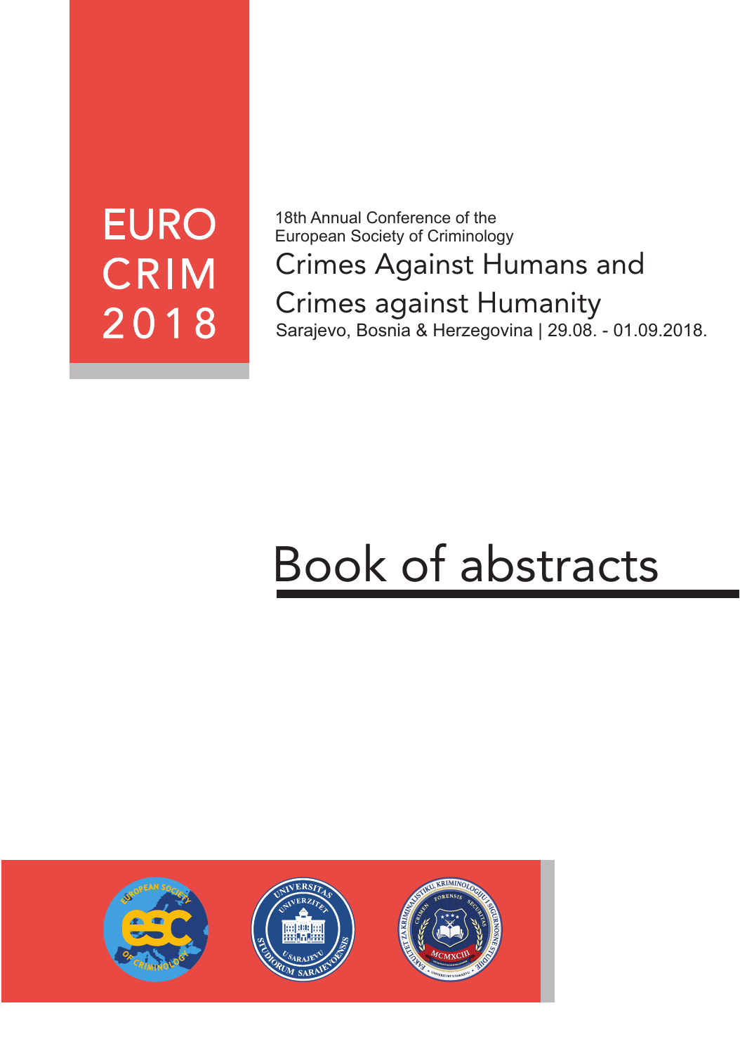EURO
CRIM
2018

18th Annual Conference of the
European Society of Criminology

# Crimes Against Humans and Crimes against Humanity

Sarajevo, Bosnia & Herzegovina | 29.08. - 01.09.2018.

# Book of abstracts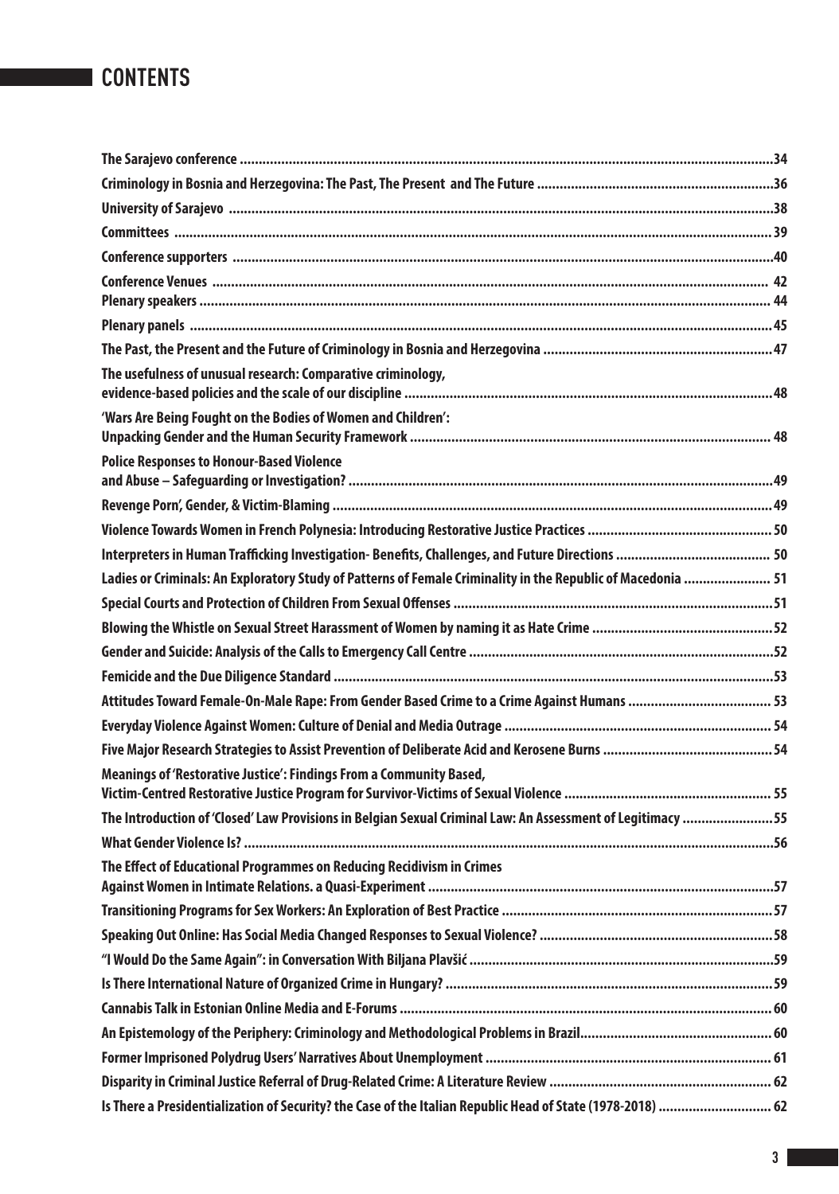# CONTENTS

The Sarajevo conference ... 34

Criminology in Bosnia and Herzegovina: The Past, The Present and The Future ... 36

University of Sarajevo ... 38

Committees ... 39

Conference supporters ... 40

Conference Venues ... 42

Plenary speakers ... 44

Plenary panels ... 45

The Past, the Present and the Future of Criminology in Bosnia and Herzegovina ... 47

The usefulness of unusual research: Comparative criminology, evidence-based policies and the scale of our discipline ... 48

'Wars Are Being Fought on the Bodies of Women and Children': Unpacking Gender and the Human Security Framework ... 48

Police Responses to Honour-Based Violence and Abuse – Safeguarding or Investigation? ... 49

Revenge Porn', Gender, & Victim-Blaming ... 49

Violence Towards Women in French Polynesia: Introducing Restorative Justice Practices ... 50

Interpreters in Human Trafficking Investigation- Benefits, Challenges, and Future Directions ... 50

Ladies or Criminals: An Exploratory Study of Patterns of Female Criminality in the Republic of Macedonia ... 51

Special Courts and Protection of Children From Sexual Offenses ... 51

Blowing the Whistle on Sexual Street Harassment of Women by naming it as Hate Crime ... 52

Gender and Suicide: Analysis of the Calls to Emergency Call Centre ... 52

Femicide and the Due Diligence Standard ... 53

Attitudes Toward Female-On-Male Rape: From Gender Based Crime to a Crime Against Humans ... 53

Everyday Violence Against Women: Culture of Denial and Media Outrage ... 54

Five Major Research Strategies to Assist Prevention of Deliberate Acid and Kerosene Burns ... 54

Meanings of 'Restorative Justice': Findings From a Community Based, Victim-Centred Restorative Justice Program for Survivor-Victims of Sexual Violence ... 55

The Introduction of 'Closed' Law Provisions in Belgian Sexual Criminal Law: An Assessment of Legitimacy ... 55

What Gender Violence Is? ... 56

The Effect of Educational Programmes on Reducing Recidivism in Crimes Against Women in Intimate Relations. a Quasi-Experiment ... 57

Transitioning Programs for Sex Workers: An Exploration of Best Practice ... 57

Speaking Out Online: Has Social Media Changed Responses to Sexual Violence? ... 58

"I Would Do the Same Again": in Conversation With Biljana Plavšić ... 59

Is There International Nature of Organized Crime in Hungary? ... 59

Cannabis Talk in Estonian Online Media and E-Forums ... 60

An Epistemology of the Periphery: Criminology and Methodological Problems in Brazil ... 60

Former Imprisoned Polydrug Users' Narratives About Unemployment ... 61

Disparity in Criminal Justice Referral of Drug-Related Crime: A Literature Review ... 62

Is There a Presidentialization of Security? the Case of the Italian Republic Head of State (1978-2018) ... 62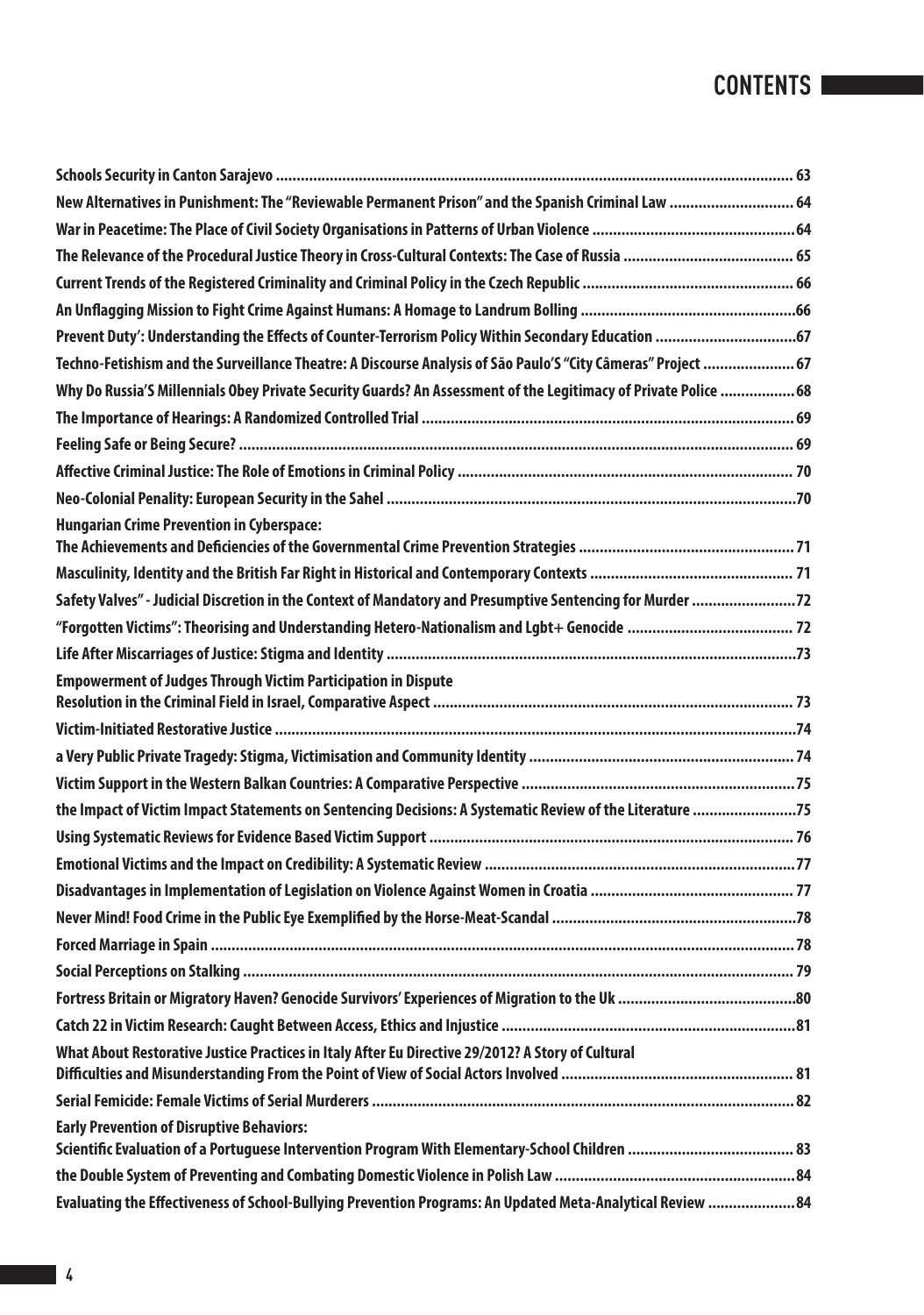# CONTENTS

| | |
|---|---|
| Schools Security in Canton Sarajevo | 63 |
| New Alternatives in Punishment: The "Reviewable Permanent Prison" and the Spanish Criminal Law | 64 |
| War in Peacetime: The Place of Civil Society Organisations in Patterns of Urban Violence | 64 |
| The Relevance of the Procedural Justice Theory in Cross-Cultural Contexts: The Case of Russia | 65 |
| Current Trends of the Registered Criminality and Criminal Policy in the Czech Republic | 66 |
| An Unflagging Mission to Fight Crime Against Humans: A Homage to Landrum Bolling | 66 |
| Prevent Duty': Understanding the Effects of Counter-Terrorism Policy Within Secondary Education | 67 |
| Techno-Fetishism and the Surveillance Theatre: A Discourse Analysis of São Paulo'S "City Câmeras" Project | 67 |
| Why Do Russia'S Millennials Obey Private Security Guards? An Assessment of the Legitimacy of Private Police | 68 |
| The Importance of Hearings: A Randomized Controlled Trial | 69 |
| Feeling Safe or Being Secure? | 69 |
| Affective Criminal Justice: The Role of Emotions in Criminal Policy | 70 |
| Neo-Colonial Penality: European Security in the Sahel | 70 |
| Hungarian Crime Prevention in Cyberspace: The Achievements and Deficiencies of the Governmental Crime Prevention Strategies | 71 |
| Masculinity, Identity and the British Far Right in Historical and Contemporary Contexts | 71 |
| Safety Valves" - Judicial Discretion in the Context of Mandatory and Presumptive Sentencing for Murder | 72 |
| "Forgotten Victims": Theorising and Understanding Hetero-Nationalism and Lgbt+ Genocide | 72 |
| Life After Miscarriages of Justice: Stigma and Identity | 73 |
| Empowerment of Judges Through Victim Participation in Dispute Resolution in the Criminal Field in Israel, Comparative Aspect | 73 |
| Victim-Initiated Restorative Justice | 74 |
| a Very Public Private Tragedy: Stigma, Victimisation and Community Identity | 74 |
| Victim Support in the Western Balkan Countries: A Comparative Perspective | 75 |
| the Impact of Victim Impact Statements on Sentencing Decisions: A Systematic Review of the Literature | 75 |
| Using Systematic Reviews for Evidence Based Victim Support | 76 |
| Emotional Victims and the Impact on Credibility: A Systematic Review | 77 |
| Disadvantages in Implementation of Legislation on Violence Against Women in Croatia | 77 |
| Never Mind! Food Crime in the Public Eye Exemplified by the Horse-Meat-Scandal | 78 |
| Forced Marriage in Spain | 78 |
| Social Perceptions on Stalking | 79 |
| Fortress Britain or Migratory Haven? Genocide Survivors' Experiences of Migration to the Uk | 80 |
| Catch 22 in Victim Research: Caught Between Access, Ethics and Injustice | 81 |
| What About Restorative Justice Practices in Italy After Eu Directive 29/2012? A Story of Cultural Difficulties and Misunderstanding From the Point of View of Social Actors Involved | 81 |
| Serial Femicide: Female Victims of Serial Murderers | 82 |
| Early Prevention of Disruptive Behaviors: Scientific Evaluation of a Portuguese Intervention Program With Elementary-School Children | 83 |
| the Double System of Preventing and Combating Domestic Violence in Polish Law | 84 |
| Evaluating the Effectiveness of School-Bullying Prevention Programs: An Updated Meta-Analytical Review | 84 |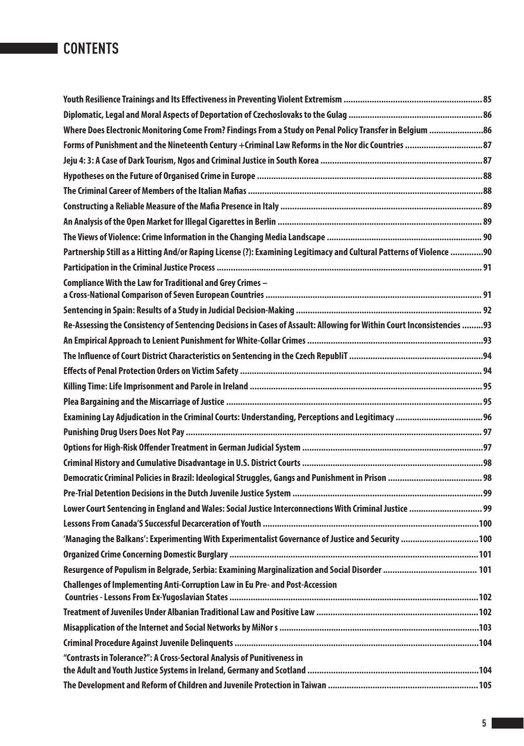# CONTENTS

Youth Resilience Trainings and Its Effectiveness in Preventing Violent Extremism .......................................................... 85

Diplomatic, Legal and Moral Aspects of Deportation of Czechoslovaks to the Gulag ........................................................ 86

Where Does Electronic Monitoring Come From? Findings From a Study on Penal Policy Transfer in Belgium .......................86

Forms of Punishment and the Nineteenth Century +Criminal Law Reforms in the Nor dic Countries ................................ 87

Jeju 4: 3: A Case of Dark Tourism, Ngos and Criminal Justice in South Korea .................................................................... 87

Hypotheses on the Future of Organised Crime in Europe .............................................................................................. 88

The Criminal Career of Members of the Italian Mafias ..................................................................................................88

Constructing a Reliable Measure of the Mafia Presence in Italy ..................................................................................... 89

An Analysis of the Open Market for Illegal Cigarettes in Berlin ...................................................................................... 89

The Views of Violence: Crime Information in the Changing Media Landscape ................................................................. 90

Partnership Still as a Hitting And/or Raping License (?): Examining Legitimacy and Cultural Patterns of Violence .............90

Participation in the Criminal Justice Process ............................................................................................................... 91

Compliance With the Law for Traditional and Grey Crimes – a Cross-National Comparison of Seven European Countries .......................................................................................... 91

Sentencing in Spain: Results of a Study in Judicial Decision-Making .............................................................................. 92

Re-Assessing the Consistency of Sentencing Decisions in Cases of Assault: Allowing for Within Court Inconsistencies .........93

An Empirical Approach to Lenient Punishment for White-Collar Crimes ..........................................................................93

The Influence of Court District Characteristics on Sentencing in the Czech RepubliT ........................................................94

Effects of Penal Protection Orders on Victim Safety ..................................................................................................... 94

Killing Time: Life Imprisonment and Parole in Ireland .................................................................................................. 95

Plea Bargaining and the Miscarriage of Justice ........................................................................................................... 95

Examining Lay Adjudication in the Criminal Courts: Understanding, Perceptions and Legitimacy ....................................96

Punishing Drug Users Does Not Pay ............................................................................................................................ 97

Options for High-Risk Offender Treatment in German Judicial System ............................................................................97

Criminal History and Cumulative Disadvantage in U.S. District Courts ............................................................................98

Democratic Criminal Policies in Brazil: Ideological Struggles, Gangs and Punishment in Prison ....................................... 98

Pre-Trial Detention Decisions in the Dutch Juvenile Justice System ................................................................................99

Lower Court Sentencing in England and Wales: Social Justice Interconnections With Criminal Justice ............................... 99

Lessons From Canada'S Successful Decarceration of Youth ..........................................................................................100

'Managing the Balkans': Experimenting With Experimentalist Governance of Justice and Security ................................100

Organized Crime Concerning Domestic Burglary ........................................................................................................101

Resurgence of Populism in Belgrade, Serbia: Examining Marginalization and Social Disorder ........................................ 101

Challenges of Implementing Anti-Corruption Law in Eu Pre- and Post-Accession Countries - Lessons From Ex-Yugoslavian States ........................................................................................................102

Treatment of Juveniles Under Albanian Traditional Law and Positive Law ....................................................................102

Misapplication of the Internet and Social Networks by MiNor s ...................................................................................103

Criminal Procedure Against Juvenile Delinquents ......................................................................................................104

"Contrasts in Tolerance?": A Cross-Sectoral Analysis of Punitiveness in the Adult and Youth Justice Systems in Ireland, Germany and Scotland ........................................................................104

The Development and Reform of Children and Juvenile Protection in Taiwan ...............................................................105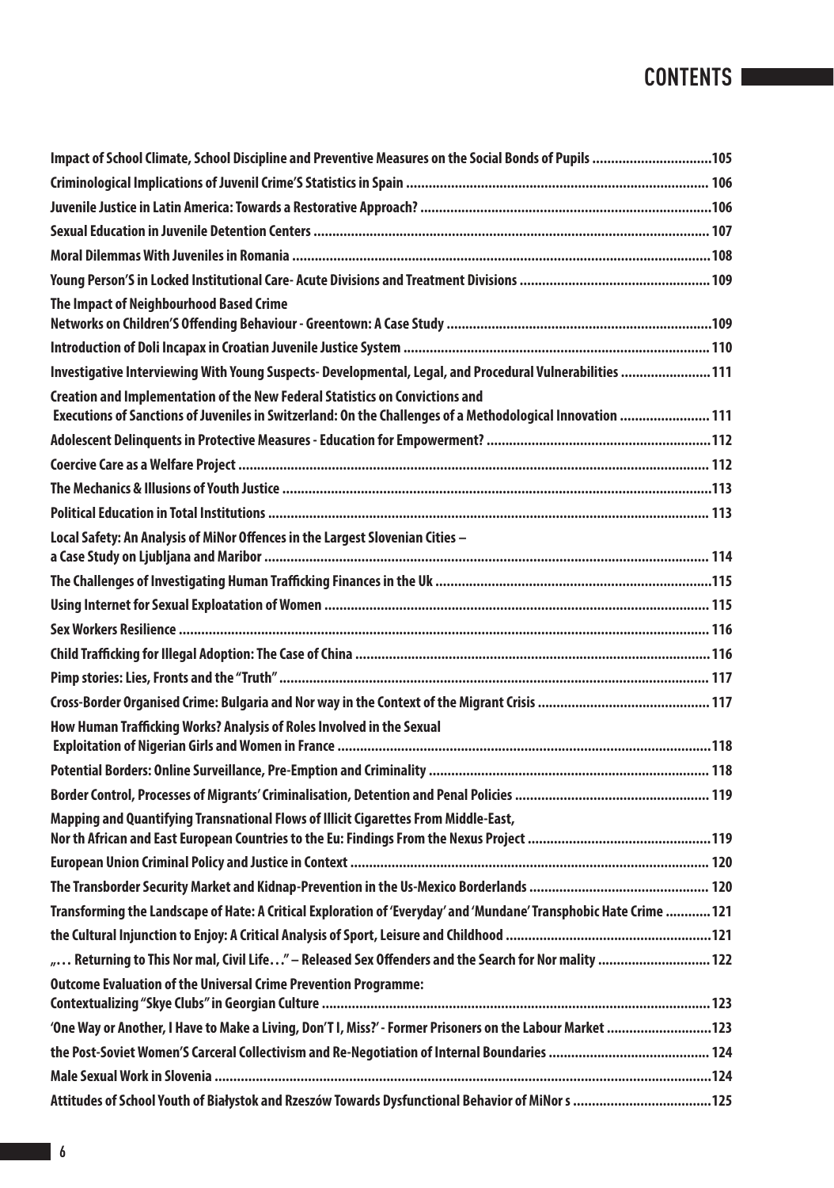# CONTENTS

Impact of School Climate, School Discipline and Preventive Measures on the Social Bonds of Pupils ................................105

Criminological Implications of Juvenil Crime'S Statistics in Spain ................................................................................ 106

Juvenile Justice in Latin America: Towards a Restorative Approach? .............................................................................106

Sexual Education in Juvenile Detention Centers ......................................................................................................... 107

Moral Dilemmas With Juveniles in Romania ...............................................................................................................108

Young Person'S in Locked Institutional Care- Acute Divisions and Treatment Divisions ................................................... 109

The Impact of Neighbourhood Based Crime Networks on Children'S Offending Behaviour - Greentown: A Case Study .......................................................................109

Introduction of Doli Incapax in Croatian Juvenile Justice System ................................................................................. 110

Investigative Interviewing With Young Suspects- Developmental, Legal, and Procedural Vulnerabilities ........................111

Creation and Implementation of the New Federal Statistics on Convictions and Executions of Sanctions of Juveniles in Switzerland: On the Challenges of a Methodological Innovation ........................ 111

Adolescent Delinquents in Protective Measures - Education for Empowerment? ............................................................112

Coercive Care as a Welfare Project ............................................................................................................................ 112

The Mechanics & Illusions of Youth Justice .................................................................................................................113

Political Education in Total Institutions ..................................................................................................................... 113

Local Safety: An Analysis of MiNor Offences in the Largest Slovenian Cities – a Case Study on Ljubljana and Maribor ..................................................................................................................... 114

The Challenges of Investigating Human Trafficking Finances in the Uk .........................................................................115

Using Internet for Sexual Exploatation of Women ...................................................................................................... 115

Sex Workers Resilience ............................................................................................................................................. 116

Child Trafficking for Illegal Adoption: The Case of China ..............................................................................................116

Pimp stories: Lies, Fronts and the "Truth" ................................................................................................................. 117

Cross-Border Organised Crime: Bulgaria and Nor way in the Context of the Migrant Crisis ............................................. 117

How Human Trafficking Works? Analysis of Roles Involved in the Sexual Exploitation of Nigerian Girls and Women in France ..................................................................................................118

Potential Borders: Online Surveillance, Pre-Emption and Criminality .......................................................................... 118

Border Control, Processes of Migrants' Criminalisation, Detention and Penal Policies .................................................... 119

Mapping and Quantifying Transnational Flows of Illicit Cigarettes From Middle-East, Nor th African and East European Countries to the Eu: Findings From the Nexus Project .................................................119

European Union Criminal Policy and Justice in Context ............................................................................................... 120

The Transborder Security Market and Kidnap-Prevention in the Us-Mexico Borderlands ................................................ 120

Transforming the Landscape of Hate: A Critical Exploration of 'Everyday' and 'Mundane' Transphobic Hate Crime ............121

the Cultural Injunction to Enjoy: A Critical Analysis of Sport, Leisure and Childhood ......................................................121

„… Returning to This Nor mal, Civil Life…" – Released Sex Offenders and the Search for Nor mality .............................122

Outcome Evaluation of the Universal Crime Prevention Programme: Contextualizing "Skye Clubs" in Georgian Culture .......................................................................................................123

'One Way or Another, I Have to Make a Living, Don'T I, Miss?' - Former Prisoners on the Labour Market ............................123

the Post-Soviet Women'S Carceral Collectivism and Re-Negotiation of Internal Boundaries ........................................... 124

Male Sexual Work in Slovenia ...................................................................................................................................124

Attitudes of School Youth of Białystok and Rzeszów Towards Dysfunctional Behavior of MiNor s .....................................125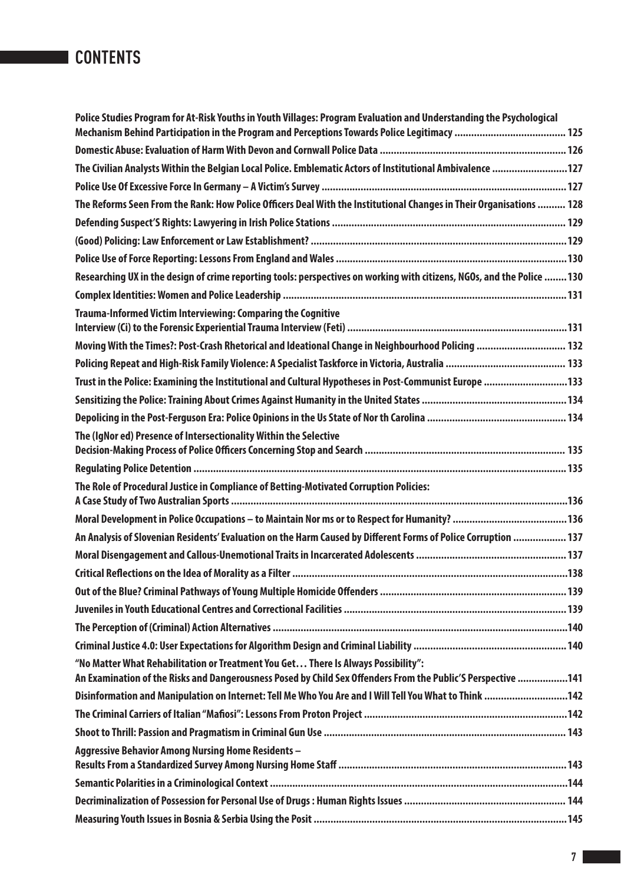# CONTENTS

Police Studies Program for At-Risk Youths in Youth Villages: Program Evaluation and Understanding the Psychological Mechanism Behind Participation in the Program and Perceptions Towards Police Legitimacy ........................................ 125

Domestic Abuse: Evaluation of Harm With Devon and Cornwall Police Data .................................................................. 126

The Civilian Analysts Within the Belgian Local Police. Emblematic Actors of Institutional Ambivalence ...........................127

Police Use Of Excessive Force In Germany – A Victim's Survey .......................................................................................127

The Reforms Seen From the Rank: How Police Officers Deal With the Institutional Changes in Their Organisations .......... 128

Defending Suspect'S Rights: Lawyering in Irish Police Stations ................................................................................... 129

(Good) Policing: Law Enforcement or Law Establishment? ...........................................................................................129

Police Use of Force Reporting: Lessons From England and Wales ..................................................................................130

Researching UX in the design of crime reporting tools: perspectives on working with citizens, NGOs, and the Police ........130

Complex Identities: Women and Police Leadership .....................................................................................................131

Trauma-Informed Victim Interviewing: Comparing the Cognitive Interview (Ci) to the Forensic Experiential Trauma Interview (Feti) ..............................................................................131

Moving With the Times?: Post-Crash Rhetorical and Ideational Change in Neighbourhood Policing ................................ 132

Policing Repeat and High-Risk Family Violence: A Specialist Taskforce in Victoria, Australia ........................................... 133

Trust in the Police: Examining the Institutional and Cultural Hypotheses in Post-Communist Europe ..............................133

Sensitizing the Police: Training About Crimes Against Humanity in the United States ....................................................134

Depolicing in the Post-Ferguson Era: Police Opinions in the Us State of Nor th Carolina .................................................. 134

The (IgNor ed) Presence of Intersectionality Within the Selective Decision-Making Process of Police Officers Concerning Stop and Search ........................................................................ 135

Regulating Police Detention ....................................................................................................................................135

The Role of Procedural Justice in Compliance of Betting-Motivated Corruption Policies: A Case Study of Two Australian Sports .......................................................................................................................136

Moral Development in Police Occupations – to Maintain Nor ms or to Respect for Humanity? .........................................136

An Analysis of Slovenian Residents' Evaluation on the Harm Caused by Different Forms of Police Corruption ................... 137

Moral Disengagement and Callous-Unemotional Traits in Incarcerated Adolescents ...................................................... 137

Critical Reflections on the Idea of Morality as a Filter ..................................................................................................138

Out of the Blue? Criminal Pathways of Young Multiple Homicide Offenders .................................................................. 139

Juveniles in Youth Educational Centres and Correctional Facilities ............................................................................... 139

The Perception of (Criminal) Action Alternatives .........................................................................................................140

Criminal Justice 4.0: User Expectations for Algorithm Design and Criminal Liability .......................................................140

"No Matter What Rehabilitation or Treatment You Get… There Is Always Possibility": An Examination of the Risks and Dangerousness Posed by Child Sex Offenders From the Public'S Perspective ..................141

Disinformation and Manipulation on Internet: Tell Me Who You Are and I Will Tell You What to Think ..............................142

The Criminal Carriers of Italian "Mafiosi": Lessons From Proton Project .........................................................................142

Shoot to Thrill: Passion and Pragmatism in Criminal Gun Use ...................................................................................... 143

Aggressive Behavior Among Nursing Home Residents – Results From a Standardized Survey Among Nursing Home Staff .................................................................................143

Semantic Polarities in a Criminological Context ..........................................................................................................144

Decriminalization of Possession for Personal Use of Drugs : Human Rights Issues .......................................................... 144

Measuring Youth Issues in Bosnia & Serbia Using the Posit ..........................................................................................145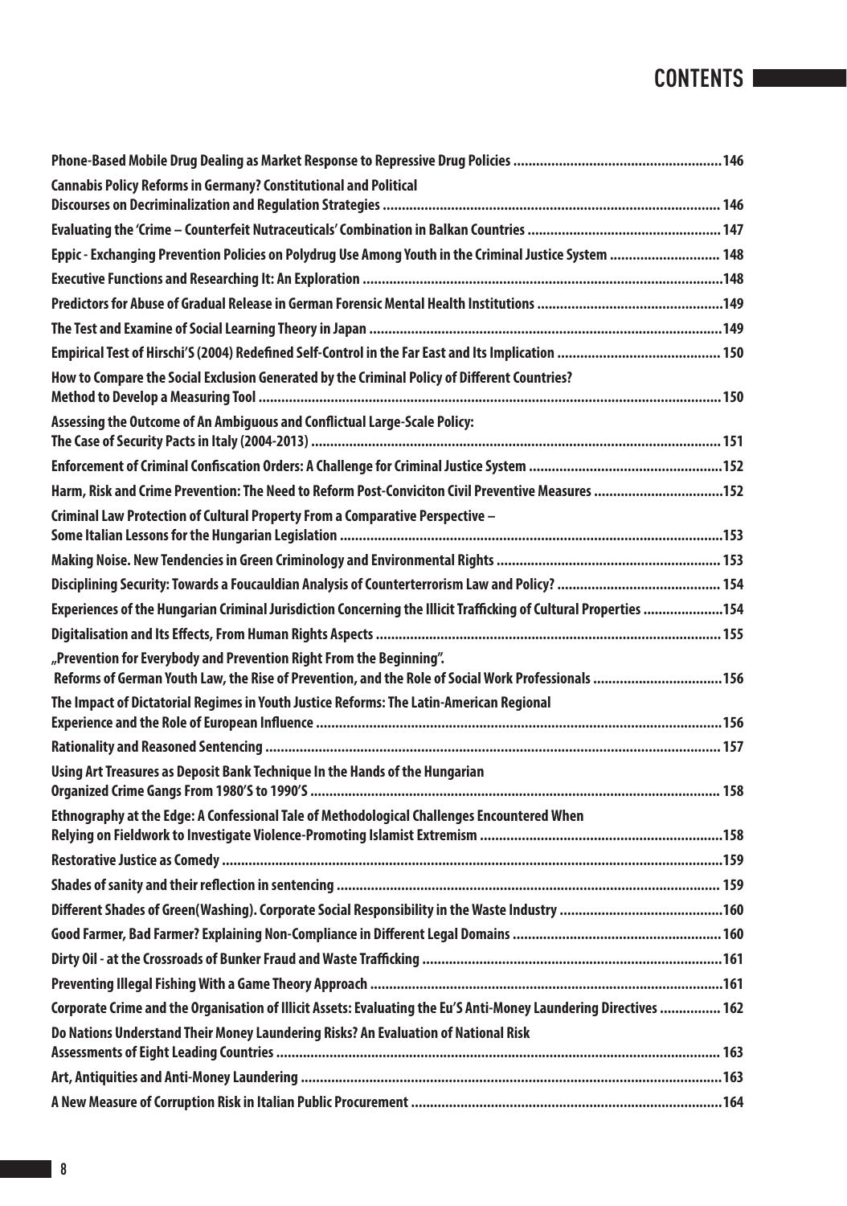# CONTENTS

Phone-Based Mobile Drug Dealing as Market Response to Repressive Drug Policies ....................................................... 146

Cannabis Policy Reforms in Germany? Constitutional and Political Discourses on Decriminalization and Regulation Strategies ....................................................... 146

Evaluating the 'Crime – Counterfeit Nutraceuticals' Combination in Balkan Countries ....................................................... 147

Eppic - Exchanging Prevention Policies on Polydrug Use Among Youth in the Criminal Justice System ....................................................... 148

Executive Functions and Researching It: An Exploration ....................................................... 148

Predictors for Abuse of Gradual Release in German Forensic Mental Health Institutions ....................................................... 149

The Test and Examine of Social Learning Theory in Japan ....................................................... 149

Empirical Test of Hirschi'S (2004) Redefined Self-Control in the Far East and Its Implication ....................................................... 150

How to Compare the Social Exclusion Generated by the Criminal Policy of Different Countries? Method to Develop a Measuring Tool ....................................................... 150

Assessing the Outcome of An Ambiguous and Conflictual Large-Scale Policy: The Case of Security Pacts in Italy (2004-2013) ....................................................... 151

Enforcement of Criminal Confiscation Orders: A Challenge for Criminal Justice System ....................................................... 152

Harm, Risk and Crime Prevention: The Need to Reform Post-Conviciton Civil Preventive Measures ....................................................... 152

Criminal Law Protection of Cultural Property From a Comparative Perspective – Some Italian Lessons for the Hungarian Legislation ....................................................... 153

Making Noise. New Tendencies in Green Criminology and Environmental Rights ....................................................... 153

Disciplining Security: Towards a Foucauldian Analysis of Counterterrorism Law and Policy? ....................................................... 154

Experiences of the Hungarian Criminal Jurisdiction Concerning the Illicit Trafficking of Cultural Properties ....................................................... 154

Digitalisation and Its Effects, From Human Rights Aspects ....................................................... 155

„Prevention for Everybody and Prevention Right From the Beginning". Reforms of German Youth Law, the Rise of Prevention, and the Role of Social Work Professionals ....................................................... 156

The Impact of Dictatorial Regimes in Youth Justice Reforms: The Latin-American Regional Experience and the Role of European Influence ....................................................... 156

Rationality and Reasoned Sentencing ....................................................... 157

Using Art Treasures as Deposit Bank Technique In the Hands of the Hungarian Organized Crime Gangs From 1980'S to 1990'S ....................................................... 158

Ethnography at the Edge: A Confessional Tale of Methodological Challenges Encountered When Relying on Fieldwork to Investigate Violence-Promoting Islamist Extremism ....................................................... 158

Restorative Justice as Comedy ....................................................... 159

Shades of sanity and their reflection in sentencing ....................................................... 159

Different Shades of Green(Washing). Corporate Social Responsibility in the Waste Industry ....................................................... 160

Good Farmer, Bad Farmer? Explaining Non-Compliance in Different Legal Domains ....................................................... 160

Dirty Oil - at the Crossroads of Bunker Fraud and Waste Trafficking ....................................................... 161

Preventing Illegal Fishing With a Game Theory Approach ....................................................... 161

Corporate Crime and the Organisation of Illicit Assets: Evaluating the Eu'S Anti-Money Laundering Directives ....................................................... 162

Do Nations Understand Their Money Laundering Risks? An Evaluation of National Risk Assessments of Eight Leading Countries ....................................................... 163

Art, Antiquities and Anti-Money Laundering ....................................................... 163

A New Measure of Corruption Risk in Italian Public Procurement ....................................................... 164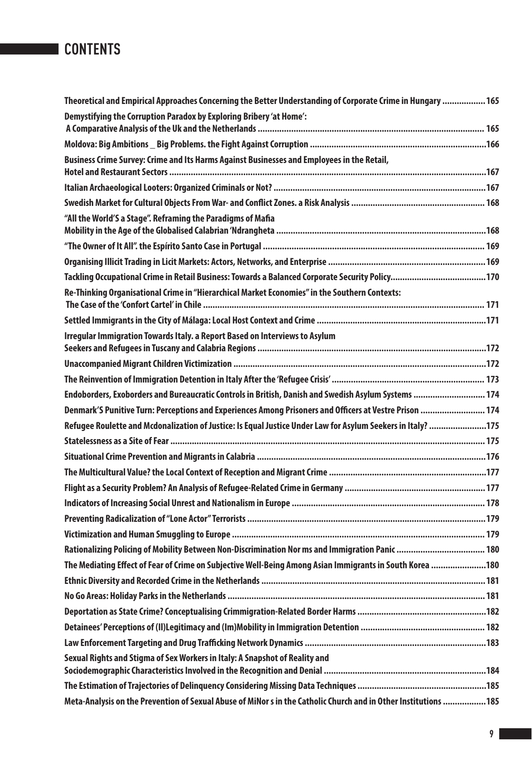# CONTENTS

Theoretical and Empirical Approaches Concerning the Better Understanding of Corporate Crime in Hungary .................. 165

Demystifying the Corruption Paradox by Exploring Bribery 'at Home':
A Comparative Analysis of the Uk and the Netherlands ............................................................................................ 165

Moldova: Big Ambitions _ Big Problems. the Fight Against Corruption ..........................................................................166

Business Crime Survey: Crime and Its Harms Against Businesses and Employees in the Retail,
Hotel and Restaurant Sectors ....................................................................................................................................167

Italian Archaeological Looters: Organized Criminals or Not? ........................................................................................167

Swedish Market for Cultural Objects From War- and Conflict Zones. a Risk Analysis ....................................................... 168

"All the World'S a Stage". Reframing the Paradigms of Mafia
Mobility in the Age of the Globalised Calabrian 'Ndrangheta .......................................................................................168

"The Owner of It All". the Espírito Santo Case in Portugal ............................................................................................ 169

Organising Illicit Trading in Licit Markets: Actors, Networks, and Enterprise .................................................................169

Tackling Occupational Crime in Retail Business: Towards a Balanced Corporate Security Policy.......................................170

Re-Thinking Organisational Crime in "Hierarchical Market Economies" in the Southern Contexts:
The Case of the 'Confort Cartel' in Chile .................................................................................................................... 171

Settled Immigrants in the City of Málaga: Local Host Context and Crime ......................................................................171

Irregular Immigration Towards Italy. a Report Based on Interviews to Asylum
Seekers and Refugees in Tuscany and Calabria Regions ..............................................................................................172

Unaccompanied Migrant Children Victimization .........................................................................................................172

The Reinvention of Immigration Detention in Italy After the 'Refugee Crisis' ................................................................ 173

Endoborders, Exoborders and Bureaucratic Controls in British, Danish and Swedish Asylum Systems ............................. 174

Denmark'S Punitive Turn: Perceptions and Experiences Among Prisoners and Officers at Vestre Prison ........................... 174

Refugee Roulette and Mcdonalization of Justice: Is Equal Justice Under Law for Asylum Seekers in Italy? ........................175

Statelessness as a Site of Fear ................................................................................................................................... 175

Situational Crime Prevention and Migrants in Calabria ...............................................................................................176

The Multicultural Value? the Local Context of Reception and Migrant Crime .................................................................177

Flight as a Security Problem? An Analysis of Refugee-Related Crime in Germany .......................................................... 177

Indicators of Increasing Social Unrest and Nationalism in Europe ................................................................................ 178

Preventing Radicalization of "Lone Actor" Terrorists ...................................................................................................179

Victimization and Human Smuggling to Europe ......................................................................................................... 179

Rationalizing Policing of Mobility Between Non-Discrimination Nor ms and Immigration Panic ..................................... 180

The Mediating Effect of Fear of Crime on Subjective Well-Being Among Asian Immigrants in South Korea .......................180

Ethnic Diversity and Recorded Crime in the Netherlands ............................................................................................ 181

No Go Areas: Holiday Parks in the Netherlands .......................................................................................................... 181

Deportation as State Crime? Conceptualising Crimmigration-Related Border Harms ......................................................182

Detainees' Perceptions of (Il)Legitimacy and (Im)Mobility in Immigration Detention ................................................... 182

Law Enforcement Targeting and Drug Trafficking Network Dynamics ...........................................................................183

Sexual Rights and Stigma of Sex Workers in Italy: A Snapshot of Reality and
Sociodemographic Characteristics Involved in the Recognition and Denial ...................................................................184

The Estimation of Trajectories of Delinquency Considering Missing Data Techniques .....................................................185

Meta-Analysis on the Prevention of Sexual Abuse of MiNor s in the Catholic Church and in Other Institutions ..................185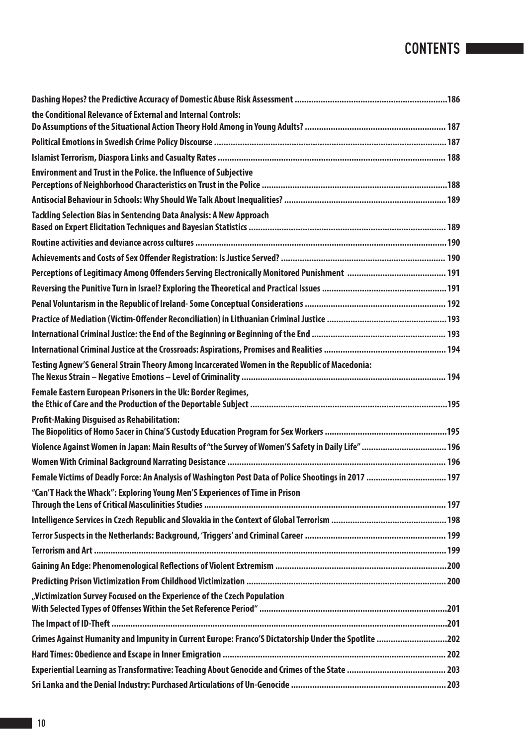# CONTENTS

**Dashing Hopes? the Predictive Accuracy of Domestic Abuse Risk Assessment ................................................................186**

**the Conditional Relevance of External and Internal Controls: Do Assumptions of the Situational Action Theory Hold Among in Young Adults? ........................................................... 187**

**Political Emotions in Swedish Crime Policy Discourse ..................................................................................................187**

**Islamist Terrorism, Diaspora Links and Casualty Rates ................................................................................................ 188**

**Environment and Trust in the Police. the Influence of Subjective Perceptions of Neighborhood Characteristics on Trust in the Police ..............................................................................188**

**Antisocial Behaviour in Schools: Why Should We Talk About Inequalities? .................................................................... 189**

**Tackling Selection Bias in Sentencing Data Analysis: A New Approach Based on Expert Elicitation Techniques and Bayesian Statistics ................................................................................... 189**

**Routine activities and deviance across cultures ..........................................................................................................190**

**Achievements and Costs of Sex Offender Registration: Is Justice Served? ..................................................................... 190**

**Perceptions of Legitimacy Among Offenders Serving Electronically Monitored Punishment .......................................... 191**

**Reversing the Punitive Turn in Israel? Exploring the Theoretical and Practical Issues .....................................................191**

**Penal Voluntarism in the Republic of Ireland- Some Conceptual Considerations ........................................................... 192**

**Practice of Mediation (Victim-Offender Reconciliation) in Lithuanian Criminal Justice ...................................................193**

**International Criminal Justice: the End of the Beginning or Beginning of the End ......................................................... 193**

**International Criminal Justice at the Crossroads: Aspirations, Promises and Realities .................................................... 194**

**Testing Agnew'S General Strain Theory Among Incarcerated Women in the Republic of Macedonia: The Nexus Strain – Negative Emotions – Level of Criminality ...................................................................................... 194**

**Female Eastern European Prisoners in the Uk: Border Regimes, the Ethic of Care and the Production of the Deportable Subject ...................................................................................195**

**Profit-Making Disguised as Rehabilitation: The Biopolitics of Homo Sacer in China'S Custody Education Program for Sex Workers ...................................................195**

**Violence Against Women in Japan: Main Results of "the Survey of Women'S Safety in Daily Life" .................................... 196**

**Women With Criminal Background Narrating Desistance ............................................................................................ 196**

**Female Victims of Deadly Force: An Analysis of Washington Post Data of Police Shootings in 2017 .................................. 197**

**"Can'T Hack the Whack": Exploring Young Men'S Experiences of Time in Prison Through the Lens of Critical Masculinities Studies ...................................................................................................... 197**

**Intelligence Services in Czech Republic and Slovakia in the Context of Global Terrorism .................................................198**

**Terror Suspects in the Netherlands: Background, 'Triggers' and Criminal Career ............................................................ 199**

**Terrorism and Art ....................................................................................................................................................199**

**Gaining An Edge: Phenomenological Reflections of Violent Extremism .........................................................................200**

**Predicting Prison Victimization From Childhood Victimization .................................................................................... 200**

**„Victimization Survey Focused on the Experience of the Czech Population With Selected Types of Offenses Within the Set Reference Period" ...............................................................................201**

**The Impact of ID-Theft .............................................................................................................................................201**

**Crimes Against Humanity and Impunity in Current Europe: Franco'S Dictatorship Under the Spotlite ..............................202**

**Hard Times: Obedience and Escape in Inner Emigration .............................................................................................. 202**

**Experiential Learning as Transformative: Teaching About Genocide and Crimes of the State .......................................... 203**

**Sri Lanka and the Denial Industry: Purchased Articulations of Un-Genocide ................................................................. 203**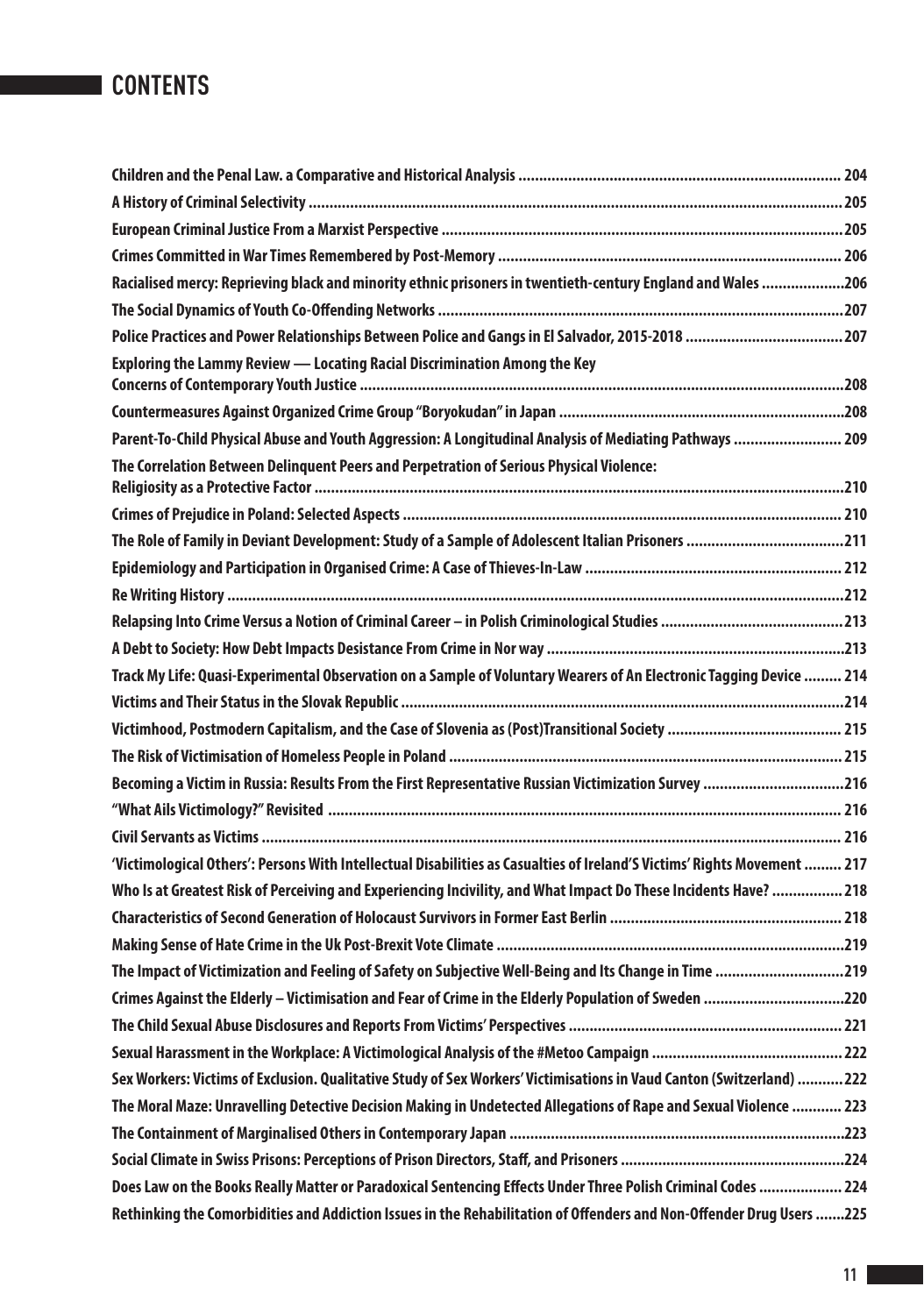# CONTENTS

Children and the Penal Law. a Comparative and Historical Analysis ............................................................................. 204

A History of Criminal Selectivity ............................................................................................................................... 205

European Criminal Justice From a Marxist Perspective ................................................................................................ 205

Crimes Committed in War Times Remembered by Post-Memory .................................................................................. 206

Racialised mercy: Reprieving black and minority ethnic prisoners in twentieth-century England and Wales ....................206

The Social Dynamics of Youth Co-Offending Networks ................................................................................................ 207

Police Practices and Power Relationships Between Police and Gangs in El Salvador, 2015-2018 ...................................... 207

Exploring the Lammy Review — Locating Racial Discrimination Among the Key Concerns of Contemporary Youth Justice ...................................................................................................................208

Countermeasures Against Organized Crime Group "Boryokudan" in Japan ....................................................................208

Parent-To-Child Physical Abuse and Youth Aggression: A Longitudinal Analysis of Mediating Pathways .......................... 209

The Correlation Between Delinquent Peers and Perpetration of Serious Physical Violence: Religiosity as a Protective Factor .............................................................................................................................210

Crimes of Prejudice in Poland: Selected Aspects ......................................................................................................... 210

The Role of Family in Deviant Development: Study of a Sample of Adolescent Italian Prisoners ......................................211

Epidemiology and Participation in Organised Crime: A Case of Thieves-In-Law ............................................................. 212

Re Writing History ...................................................................................................................................................212

Relapsing Into Crime Versus a Notion of Criminal Career – in Polish Criminological Studies ............................................213

A Debt to Society: How Debt Impacts Desistance From Crime in Nor way .......................................................................213

Track My Life: Quasi-Experimental Observation on a Sample of Voluntary Wearers of An Electronic Tagging Device ......... 214

Victims and Their Status in the Slovak Republic .........................................................................................................214

Victimhood, Postmodern Capitalism, and the Case of Slovenia as (Post)Transitional Society .......................................... 215

The Risk of Victimisation of Homeless People in Poland ............................................................................................. 215

Becoming a Victim in Russia: Results From the First Representative Russian Victimization Survey ..................................216

"What Ails Victimology?" Revisited .......................................................................................................................... 216

Civil Servants as Victims .......................................................................................................................................... 216

'Victimological Others': Persons With Intellectual Disabilities as Casualties of Ireland'S Victims' Rights Movement ......... 217

Who Is at Greatest Risk of Perceiving and Experiencing Incivility, and What Impact Do These Incidents Have? ................. 218

Characteristics of Second Generation of Holocaust Survivors in Former East Berlin ....................................................... 218

Making Sense of Hate Crime in the Uk Post-Brexit Vote Climate ...................................................................................219

The Impact of Victimization and Feeling of Safety on Subjective Well-Being and Its Change in Time ...............................219

Crimes Against the Elderly – Victimisation and Fear of Crime in the Elderly Population of Sweden .................................220

The Child Sexual Abuse Disclosures and Reports From Victims' Perspectives ................................................................. 221

Sexual Harassment in the Workplace: A Victimological Analysis of the #Metoo Campaign ............................................. 222

Sex Workers: Victims of Exclusion. Qualitative Study of Sex Workers' Victimisations in Vaud Canton (Switzerland) ...........222

The Moral Maze: Unravelling Detective Decision Making in Undetected Allegations of Rape and Sexual Violence ............ 223

The Containment of Marginalised Others in Contemporary Japan ................................................................................223

Social Climate in Swiss Prisons: Perceptions of Prison Directors, Staff, and Prisoners .....................................................224

Does Law on the Books Really Matter or Paradoxical Sentencing Effects Under Three Polish Criminal Codes .................... 224

Rethinking the Comorbidities and Addiction Issues in the Rehabilitation of Offenders and Non-Offender Drug Users .......225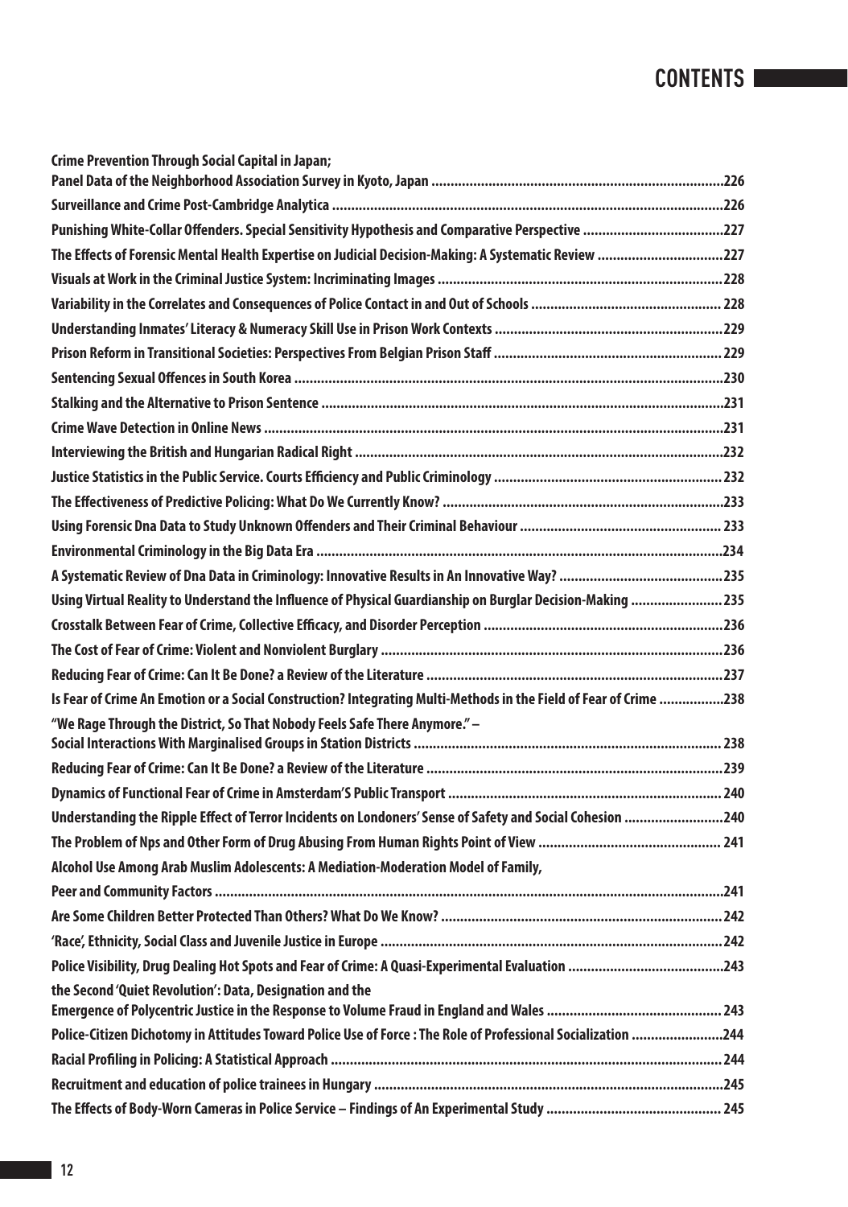# CONTENTS

Crime Prevention Through Social Capital in Japan;
Panel Data of the Neighborhood Association Survey in Kyoto, Japan ............................................................................226

Surveillance and Crime Post-Cambridge Analytica ......................................................................................................226

Punishing White-Collar Offenders. Special Sensitivity Hypothesis and Comparative Perspective .....................................227

The Effects of Forensic Mental Health Expertise on Judicial Decision-Making: A Systematic Review .................................227

Visuals at Work in the Criminal Justice System: Incriminating Images ...........................................................................228

Variability in the Correlates and Consequences of Police Contact in and Out of Schools ................................................. 228

Understanding Inmates' Literacy & Numeracy Skill Use in Prison Work Contexts ............................................................229

Prison Reform in Transitional Societies: Perspectives From Belgian Prison Staff ............................................................ 229

Sentencing Sexual Offences in South Korea ................................................................................................................230

Stalking and the Alternative to Prison Sentence .........................................................................................................231

Crime Wave Detection in Online News ........................................................................................................................231

Interviewing the British and Hungarian Radical Right ................................................................................................232

Justice Statistics in the Public Service. Courts Efficiency and Public Criminology ............................................................ 232

The Effectiveness of Predictive Policing: What Do We Currently Know? ..........................................................................233

Using Forensic Dna Data to Study Unknown Offenders and Their Criminal Behaviour ..................................................... 233

Environmental Criminology in the Big Data Era ..........................................................................................................234

A Systematic Review of Dna Data in Criminology: Innovative Results in An Innovative Way? ...........................................235

Using Virtual Reality to Understand the Influence of Physical Guardianship on Burglar Decision-Making ........................235

Crosstalk Between Fear of Crime, Collective Efficacy, and Disorder Perception ...............................................................236

The Cost of Fear of Crime: Violent and Nonviolent Burglary .........................................................................................236

Reducing Fear of Crime: Can It Be Done? a Review of the Literature ..............................................................................237

Is Fear of Crime An Emotion or a Social Construction? Integrating Multi-Methods in the Field of Fear of Crime .................238

"We Rage Through the District, So That Nobody Feels Safe There Anymore." –
Social Interactions With Marginalised Groups in Station Districts ................................................................................ 238

Reducing Fear of Crime: Can It Be Done? a Review of the Literature ..............................................................................239

Dynamics of Functional Fear of Crime in Amsterdam'S Public Transport ....................................................................... 240

Understanding the Ripple Effect of Terror Incidents on Londoners' Sense of Safety and Social Cohesion ..........................240

The Problem of Nps and Other Form of Drug Abusing From Human Rights Point of View ................................................ 241

Alcohol Use Among Arab Muslim Adolescents: A Mediation-Moderation Model of Family,
Peer and Community Factors ....................................................................................................................................241

Are Some Children Better Protected Than Others? What Do We Know? ..........................................................................242

'Race', Ethnicity, Social Class and Juvenile Justice in Europe .........................................................................................242

Police Visibility, Drug Dealing Hot Spots and Fear of Crime: A Quasi-Experimental Evaluation .........................................243

the Second 'Quiet Revolution': Data, Designation and the
Emergence of Polycentric Justice in the Response to Volume Fraud in England and Wales .............................................. 243

Police-Citizen Dichotomy in Attitudes Toward Police Use of Force : The Role of Professional Socialization ........................244

Racial Profiling in Policing: A Statistical Approach ......................................................................................................244

Recruitment and education of police trainees in Hungary ...........................................................................................245

The Effects of Body-Worn Cameras in Police Service – Findings of An Experimental Study .............................................. 245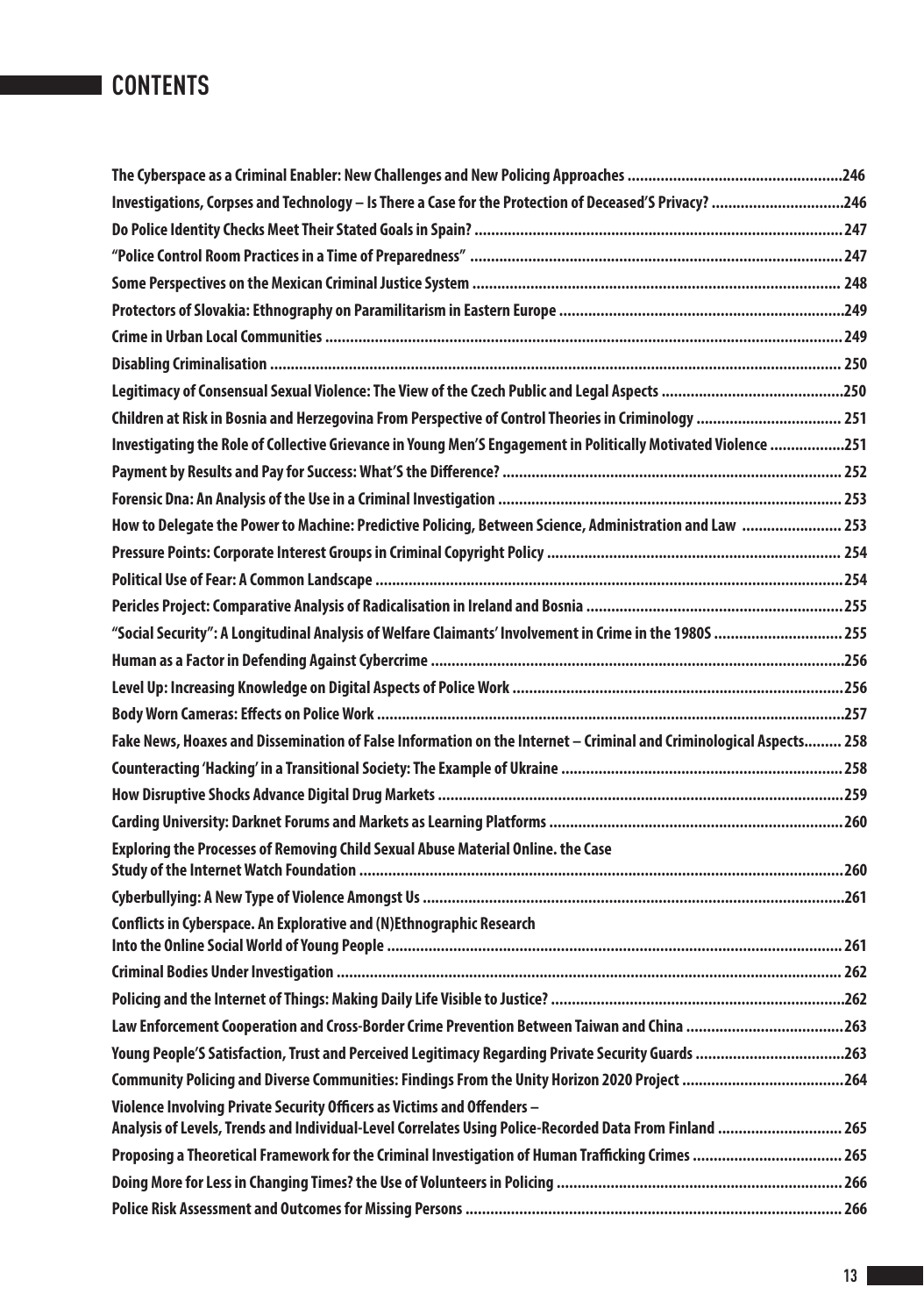# CONTENTS

The Cyberspace as a Criminal Enabler: New Challenges and New Policing Approaches ....................................................246

Investigations, Corpses and Technology – Is There a Case for the Protection of Deceased'S Privacy? ................................246

Do Police Identity Checks Meet Their Stated Goals in Spain? ........................................................................................247

"Police Control Room Practices in a Time of Preparedness" .........................................................................................247

Some Perspectives on the Mexican Criminal Justice System ........................................................................................ 248

Protectors of Slovakia: Ethnography on Paramilitarism in Eastern Europe .....................................................................249

Crime in Urban Local Communities ...........................................................................................................................249

Disabling Criminalisation ........................................................................................................................................ 250

Legitimacy of Consensual Sexual Violence: The View of the Czech Public and Legal Aspects ............................................250

Children at Risk in Bosnia and Herzegovina From Perspective of Control Theories in Criminology ................................... 251

Investigating the Role of Collective Grievance in Young Men'S Engagement in Politically Motivated Violence ..................251

Payment by Results and Pay for Success: What'S the Difference? ................................................................................. 252

Forensic Dna: An Analysis of the Use in a Criminal Investigation .................................................................................. 253

How to Delegate the Power to Machine: Predictive Policing, Between Science, Administration and Law ........................ 253

Pressure Points: Corporate Interest Groups in Criminal Copyright Policy ...................................................................... 254

Political Use of Fear: A Common Landscape ...............................................................................................................254

Pericles Project: Comparative Analysis of Radicalisation in Ireland and Bosnia .............................................................255

"Social Security": A Longitudinal Analysis of Welfare Claimants' Involvement in Crime in the 1980S ...............................255

Human as a Factor in Defending Against Cybercrime ..................................................................................................256

Level Up: Increasing Knowledge on Digital Aspects of Police Work ...............................................................................256

Body Worn Cameras: Effects on Police Work ...............................................................................................................257

Fake News, Hoaxes and Dissemination of False Information on the Internet – Criminal and Criminological Aspects......... 258

Counteracting 'Hacking' in a Transitional Society: The Example of Ukraine ...................................................................258

How Disruptive Shocks Advance Digital Drug Markets ................................................................................................259

Carding University: Darknet Forums and Markets as Learning Platforms ......................................................................260

Exploring the Processes of Removing Child Sexual Abuse Material Online. the Case Study of the Internet Watch Foundation ...................................................................................................................260

Cyberbullying: A New Type of Violence Amongst Us ....................................................................................................261

Conflicts in Cyberspace. An Explorative and (N)Ethnographic Research Into the Online Social World of Young People ............................................................................................................ 261

Criminal Bodies Under Investigation ........................................................................................................................ 262

Policing and the Internet of Things: Making Daily Life Visible to Justice? ......................................................................262

Law Enforcement Cooperation and Cross-Border Crime Prevention Between Taiwan and China ......................................263

Young People'S Satisfaction, Trust and Perceived Legitimacy Regarding Private Security Guards ....................................263

Community Policing and Diverse Communities: Findings From the Unity Horizon 2020 Project .......................................264

Violence Involving Private Security Officers as Victims and Offenders – Analysis of Levels, Trends and Individual-Level Correlates Using Police-Recorded Data From Finland .............................. 265

Proposing a Theoretical Framework for the Criminal Investigation of Human Trafficking Crimes .................................... 265

Doing More for Less in Changing Times? the Use of Volunteers in Policing .................................................................... 266

Police Risk Assessment and Outcomes for Missing Persons .......................................................................................... 266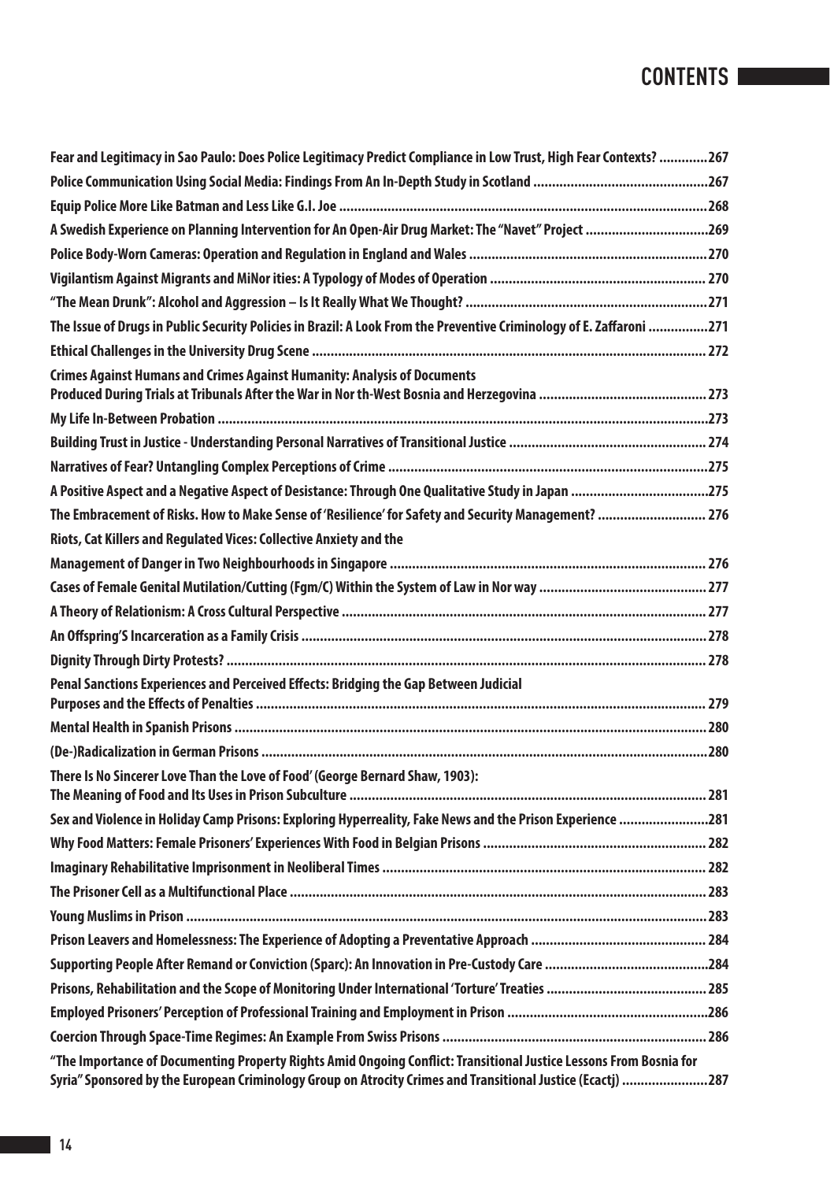# CONTENTS

Fear and Legitimacy in Sao Paulo: Does Police Legitimacy Predict Compliance in Low Trust, High Fear Contexts? ............. 267

Police Communication Using Social Media: Findings From An In-Depth Study in Scotland ............................................... 267

Equip Police More Like Batman and Less Like G.I. Joe .................................................................................................. 268

A Swedish Experience on Planning Intervention for An Open-Air Drug Market: The "Navet" Project ................................ 269

Police Body-Worn Cameras: Operation and Regulation in England and Wales ............................................................... 270

Vigilantism Against Migrants and MiNor ities: A Typology of Modes of Operation ......................................................... 270

"The Mean Drunk": Alcohol and Aggression – Is It Really What We Thought? ................................................................ 271

The Issue of Drugs in Public Security Policies in Brazil: A Look From the Preventive Criminology of E. Zaffaroni ................ 271

Ethical Challenges in the University Drug Scene ......................................................................................................... 272

Crimes Against Humans and Crimes Against Humanity: Analysis of Documents Produced During Trials at Tribunals After the War in Nor th-West Bosnia and Herzegovina ............................................ 273

My Life In-Between Probation ................................................................................................................................... 273

Building Trust in Justice - Understanding Personal Narratives of Transitional Justice .................................................... 274

Narratives of Fear? Untangling Complex Perceptions of Crime ..................................................................................... 275

A Positive Aspect and a Negative Aspect of Desistance: Through One Qualitative Study in Japan ..................................... 275

The Embracement of Risks. How to Make Sense of 'Resilience' for Safety and Security Management? ............................. 276

Riots, Cat Killers and Regulated Vices: Collective Anxiety and the Management of Danger in Two Neighbourhoods in Singapore ................................................................................... 276

Cases of Female Genital Mutilation/Cutting (Fgm/C) Within the System of Law in Nor way ............................................ 277

A Theory of Relationism: A Cross Cultural Perspective ................................................................................................. 277

An Offspring'S Incarceration as a Family Crisis ........................................................................................................... 278

Dignity Through Dirty Protests? ................................................................................................................................ 278

Penal Sanctions Experiences and Perceived Effects: Bridging the Gap Between Judicial Purposes and the Effects of Penalties ........................................................................................................................ 279

Mental Health in Spanish Prisons ............................................................................................................................. 280

(De-)Radicalization in German Prisons ...................................................................................................................... 280

There Is No Sincerer Love Than the Love of Food' (George Bernard Shaw, 1903): The Meaning of Food and Its Uses in Prison Subculture ............................................................................................... 281

Sex and Violence in Holiday Camp Prisons: Exploring Hyperreality, Fake News and the Prison Experience ........................ 281

Why Food Matters: Female Prisoners' Experiences With Food in Belgian Prisons ........................................................... 282

Imaginary Rehabilitative Imprisonment in Neoliberal Times ...................................................................................... 282

The Prisoner Cell as a Multifunctional Place .............................................................................................................. 283

Young Muslims in Prison .......................................................................................................................................... 283

Prison Leavers and Homelessness: The Experience of Adopting a Preventative Approach ............................................... 284

Supporting People After Remand or Conviction (Sparc): An Innovation in Pre-Custody Care ............................................ 284

Prisons, Rehabilitation and the Scope of Monitoring Under International 'Torture' Treaties ........................................... 285

Employed Prisoners' Perception of Professional Training and Employment in Prison ...................................................... 286

Coercion Through Space-Time Regimes: An Example From Swiss Prisons ...................................................................... 286

"The Importance of Documenting Property Rights Amid Ongoing Conflict: Transitional Justice Lessons From Bosnia for Syria" Sponsored by the European Criminology Group on Atrocity Crimes and Transitional Justice (Ecactj) ....................... 287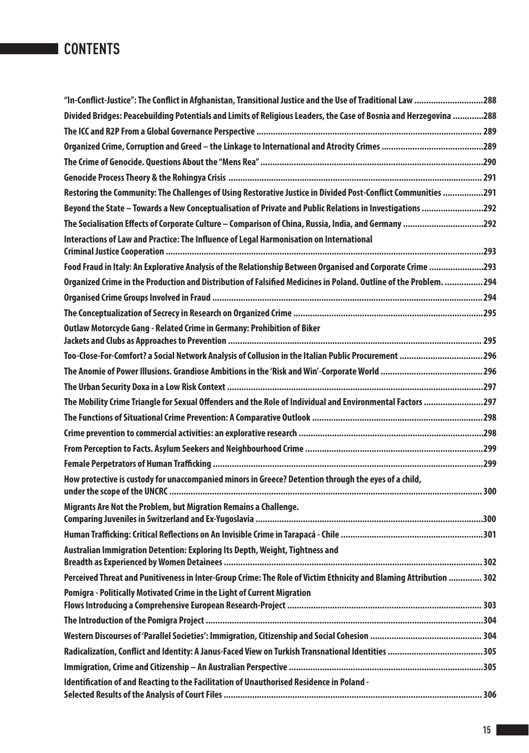# CONTENTS

"In-Conflict-Justice": The Conflict in Afghanistan, Transitional Justice and the Use of Traditional Law ............................288

Divided Bridges: Peacebuilding Potentials and Limits of Religious Leaders, the Case of Bosnia and Herzegovina ............288

The ICC and R2P From a Global Governance Perspective ............................................................................................. 289

Organized Crime, Corruption and Greed – the Linkage to International and Atrocity Crimes ..........................................289

The Crime of Genocide. Questions About the "Mens Rea" ............................................................................................290

Genocide Process Theory & the Rohingya Crisis ......................................................................................................... 291

Restoring the Community: The Challenges of Using Restorative Justice in Divided Post-Conflict Communities .................291

Beyond the State – Towards a New Conceptualisation of Private and Public Relations in Investigations ..........................292

The Socialisation Effects of Corporate Culture – Comparison of China, Russia, India, and Germany .................................292

Interactions of Law and Practice: The Influence of Legal Harmonisation on International Criminal Justice Cooperation ...................................................................................................................................293

Food Fraud in Italy: An Explorative Analysis of the Relationship Between Organised and Corporate Crime .......................293

Organized Crime in the Production and Distribution of Falsified Medicines in Poland. Outline of the Problem. ................294

Organised Crime Groups Involved in Fraud ................................................................................................................294

The Conceptualization of Secrecy in Research on Organized Crime ...............................................................................295

Outlaw Motorcycle Gang - Related Crime in Germany: Prohibition of Biker Jackets and Clubs as Approaches to Prevention ......................................................................................................... 295

Too-Close-For-Comfort? a Social Network Analysis of Collusion in the Italian Public Procurement ..................................296

The Anomie of Power Illusions. Grandiose Ambitions in the 'Risk and Win'-Corporate World ..........................................296

The Urban Security Doxa in a Low Risk Context ..........................................................................................................297

The Mobility Crime Triangle for Sexual Offenders and the Role of Individual and Environmental Factors .........................297

The Functions of Situational Crime Prevention: A Comparative Outlook .......................................................................298

Crime prevention to commercial activities: an explorative research .............................................................................298

From Perception to Facts. Asylum Seekers and Neighbourhood Crime ..........................................................................299

Female Perpetrators of Human Trafficking ................................................................................................................299

How protective is custody for unaccompanied minors in Greece? Detention through the eyes of a child, under the scope of the UNCRC .................................................................................................................................. 300

Migrants Are Not the Problem, but Migration Remains a Challenge. Comparing Juveniles in Switzerland and Ex-Yugoslavia ..............................................................................................300

Human Trafficking: Critical Reflections on An Invisible Crime in Tarapacá - Chile ...........................................................301

Australian Immigration Detention: Exploring Its Depth, Weight, Tightness and Breadth as Experienced by Women Detainees ........................................................................................................... 302

Perceived Threat and Punitiveness in Inter-Group Crime: The Role of Victim Ethnicity and Blaming Attribution .............. 302

Pomigra - Politically Motivated Crime in the Light of Current Migration Flows Introducing a Comprehensive European Research-Project ................................................................................. 303

The Introduction of the Pomigra Project ...................................................................................................................304

Western Discourses of 'Parallel Societies': Immigration, Citizenship and Social Cohesion .............................................. 304

Radicalization, Conflict and Identity: A Janus-Faced View on Turkish Transnational Identities ........................................305

Immigration, Crime and Citizenship – An Australian Perspective .................................................................................305

Identification of and Reacting to the Facilitation of Unauthorised Residence in Poland - Selected Results of the Analysis of Court Files ........................................................................................................... 306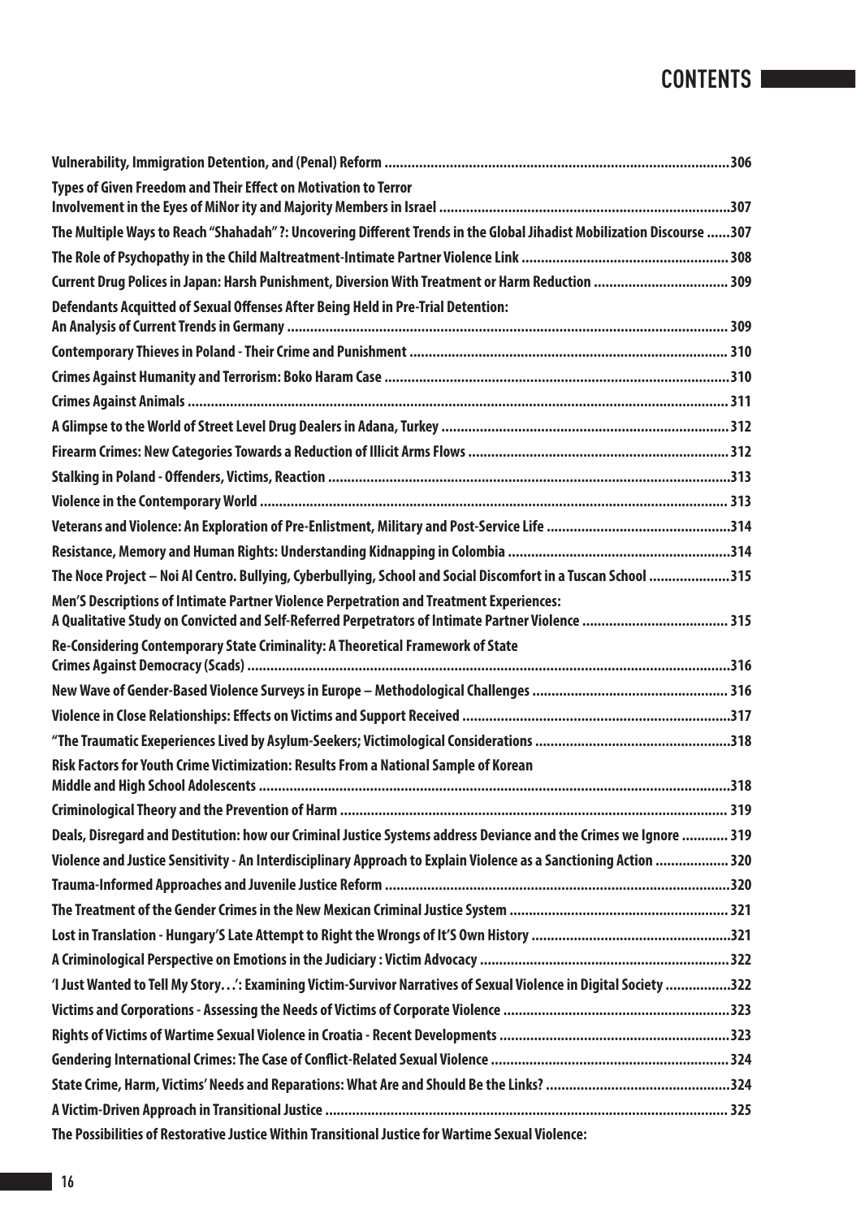# CONTENTS

Vulnerability, Immigration Detention, and (Penal) Reform .......................................................................................306

Types of Given Freedom and Their Effect on Motivation to Terror Involvement in the Eyes of MiNor ity and Majority Members in Israel ...........................................................................307

The Multiple Ways to Reach "Shahadah" ?: Uncovering Different Trends in the Global Jihadist Mobilization Discourse ......307

The Role of Psychopathy in the Child Maltreatment-Intimate Partner Violence Link .....................................................308

Current Drug Polices in Japan: Harsh Punishment, Diversion With Treatment or Harm Reduction ..................................309

Defendants Acquitted of Sexual Offenses After Being Held in Pre-Trial Detention: An Analysis of Current Trends in Germany ..................................................................................................................309

Contemporary Thieves in Poland - Their Crime and Punishment ..................................................................................310

Crimes Against Humanity and Terrorism: Boko Haram Case .........................................................................................310

Crimes Against Animals ..................................................................................................................................................311

A Glimpse to the World of Street Level Drug Dealers in Adana, Turkey ..........................................................................312

Firearm Crimes: New Categories Towards a Reduction of Illicit Arms Flows ....................................................................312

Stalking in Poland - Offenders, Victims, Reaction ..........................................................................................................313

Violence in the Contemporary World .............................................................................................................................313

Veterans and Violence: An Exploration of Pre-Enlistment, Military and Post-Service Life ...............................................314

Resistance, Memory and Human Rights: Understanding Kidnapping in Colombia ..........................................................314

The Noce Project – Noi Al Centro. Bullying, Cyberbullying, School and Social Discomfort in a Tuscan School .....................315

Men'S Descriptions of Intimate Partner Violence Perpetration and Treatment Experiences: A Qualitative Study on Convicted and Self-Referred Perpetrators of Intimate Partner Violence ......................................315

Re-Considering Contemporary State Criminality: A Theoretical Framework of State Crimes Against Democracy (Scads) ............................................................................................................................316

New Wave of Gender-Based Violence Surveys in Europe – Methodological Challenges ..................................................316

Violence in Close Relationships: Effects on Victims and Support Received .....................................................................317

"The Traumatic Exeperiences Lived by Asylum-Seekers; Victimological Considerations ..................................................318

Risk Factors for Youth Crime Victimization: Results From a National Sample of Korean Middle and High School Adolescents ..........................................................................................................................318

Criminological Theory and the Prevention of Harm ........................................................................................................319

Deals, Disregard and Destitution: how our Criminal Justice Systems address Deviance and the Crimes we Ignore ............319

Violence and Justice Sensitivity - An Interdisciplinary Approach to Explain Violence as a Sanctioning Action ...................320

Trauma-Informed Approaches and Juvenile Justice Reform ...........................................................................................320

The Treatment of the Gender Crimes in the New Mexican Criminal Justice System .........................................................321

Lost in Translation - Hungary'S Late Attempt to Right the Wrongs of It'S Own History ....................................................321

A Criminological Perspective on Emotions in the Judiciary : Victim Advocacy .................................................................322

'I Just Wanted to Tell My Story…': Examining Victim-Survivor Narratives of Sexual Violence in Digital Society .................322

Victims and Corporations - Assessing the Needs of Victims of Corporate Violence ...........................................................323

Rights of Victims of Wartime Sexual Violence in Croatia - Recent Developments ............................................................323

Gendering International Crimes: The Case of Conflict-Related Sexual Violence ..............................................................324

State Crime, Harm, Victims' Needs and Reparations: What Are and Should Be the Links? ................................................324

A Victim-Driven Approach in Transitional Justice ...........................................................................................................325

The Possibilities of Restorative Justice Within Transitional Justice for Wartime Sexual Violence: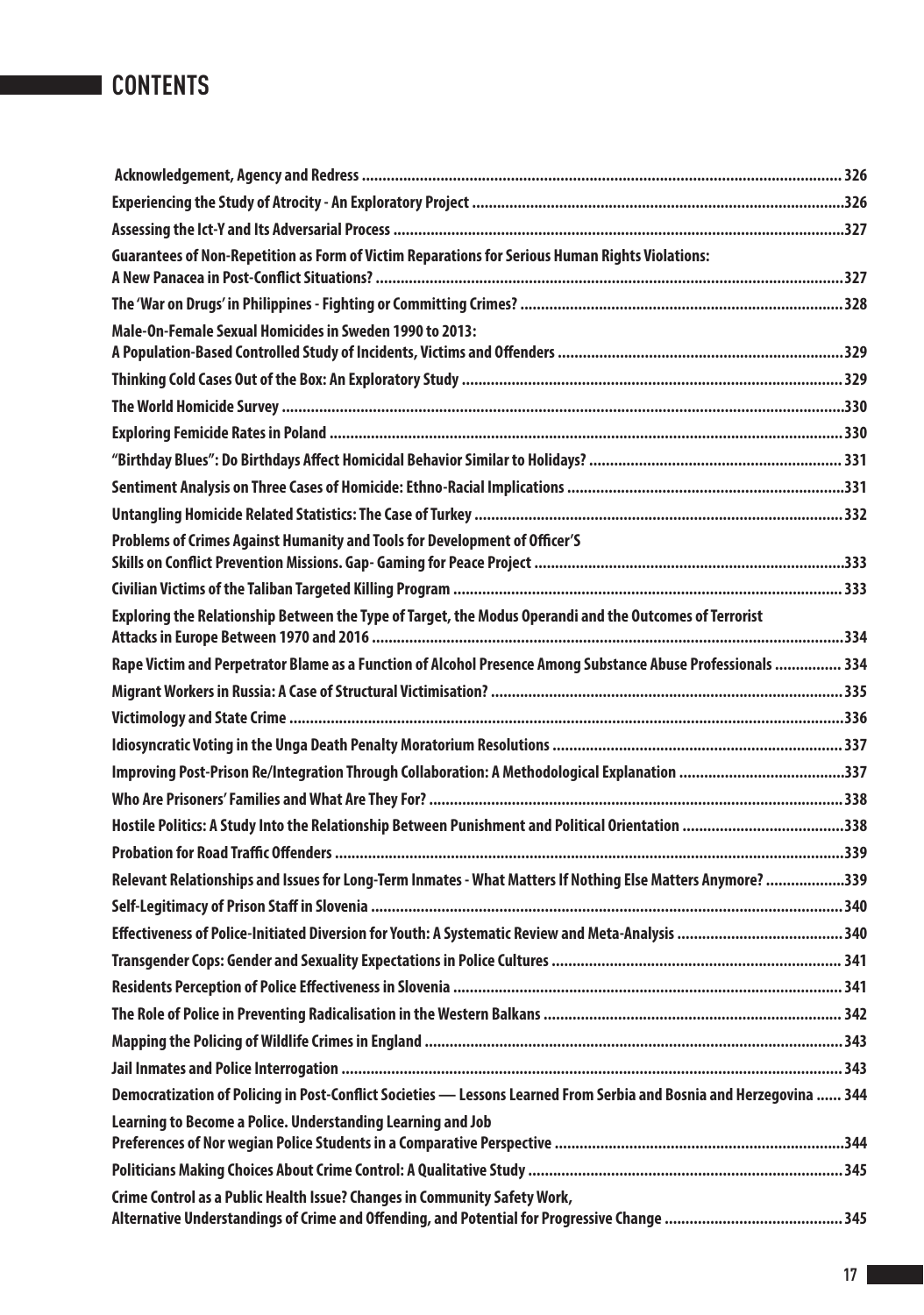# CONTENTS

Acknowledgement, Agency and Redress ........ 326

Experiencing the Study of Atrocity - An Exploratory Project ........ 326

Assessing the Ict-Y and Its Adversarial Process ........ 327

Guarantees of Non-Repetition as Form of Victim Reparations for Serious Human Rights Violations: A New Panacea in Post-Conflict Situations? ........ 327

The 'War on Drugs' in Philippines - Fighting or Committing Crimes? ........ 328

Male-On-Female Sexual Homicides in Sweden 1990 to 2013: A Population-Based Controlled Study of Incidents, Victims and Offenders ........ 329

Thinking Cold Cases Out of the Box: An Exploratory Study ........ 329

The World Homicide Survey ........ 330

Exploring Femicide Rates in Poland ........ 330

"Birthday Blues": Do Birthdays Affect Homicidal Behavior Similar to Holidays? ........ 331

Sentiment Analysis on Three Cases of Homicide: Ethno-Racial Implications ........ 331

Untangling Homicide Related Statistics: The Case of Turkey ........ 332

Problems of Crimes Against Humanity and Tools for Development of Officer'S Skills on Conflict Prevention Missions. Gap- Gaming for Peace Project ........ 333

Civilian Victims of the Taliban Targeted Killing Program ........ 333

Exploring the Relationship Between the Type of Target, the Modus Operandi and the Outcomes of Terrorist Attacks in Europe Between 1970 and 2016 ........ 334

Rape Victim and Perpetrator Blame as a Function of Alcohol Presence Among Substance Abuse Professionals ........ 334

Migrant Workers in Russia: A Case of Structural Victimisation? ........ 335

Victimology and State Crime ........ 336

Idiosyncratic Voting in the Unga Death Penalty Moratorium Resolutions ........ 337

Improving Post-Prison Re/Integration Through Collaboration: A Methodological Explanation ........ 337

Who Are Prisoners' Families and What Are They For? ........ 338

Hostile Politics: A Study Into the Relationship Between Punishment and Political Orientation ........ 338

Probation for Road Traffic Offenders ........ 339

Relevant Relationships and Issues for Long-Term Inmates - What Matters If Nothing Else Matters Anymore? ........ 339

Self-Legitimacy of Prison Staff in Slovenia ........ 340

Effectiveness of Police-Initiated Diversion for Youth: A Systematic Review and Meta-Analysis ........ 340

Transgender Cops: Gender and Sexuality Expectations in Police Cultures ........ 341

Residents Perception of Police Effectiveness in Slovenia ........ 341

The Role of Police in Preventing Radicalisation in the Western Balkans ........ 342

Mapping the Policing of Wildlife Crimes in England ........ 343

Jail Inmates and Police Interrogation ........ 343

Democratization of Policing in Post-Conflict Societies — Lessons Learned From Serbia and Bosnia and Herzegovina ........ 344

Learning to Become a Police. Understanding Learning and Job Preferences of Nor wegian Police Students in a Comparative Perspective ........ 344

Politicians Making Choices About Crime Control: A Qualitative Study ........ 345

Crime Control as a Public Health Issue? Changes in Community Safety Work, Alternative Understandings of Crime and Offending, and Potential for Progressive Change ........ 345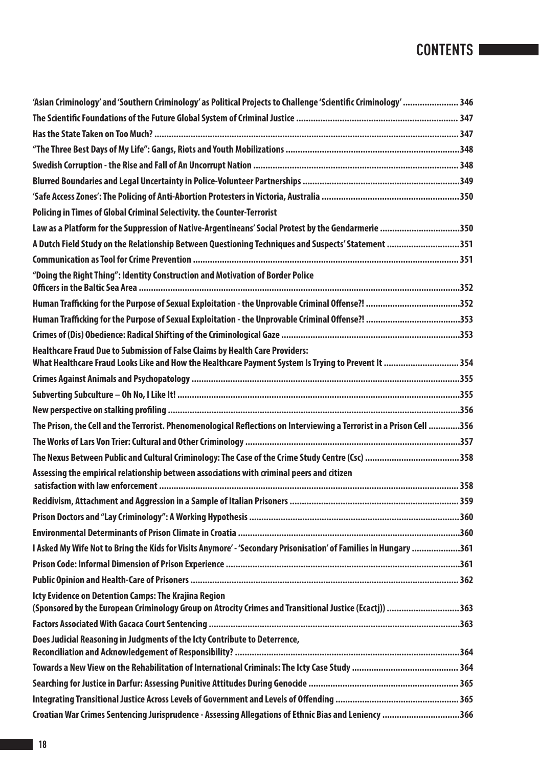# CONTENTS

- 'Asian Criminology' and 'Southern Criminology' as Political Projects to Challenge 'Scientific Criminology' ....................... 346
- The Scientific Foundations of the Future Global System of Criminal Justice .................................................................. 347
- Has the State Taken on Too Much? ............................................................................................................................ 347
- "The Three Best Days of My Life": Gangs, Riots and Youth Mobilizations .......................................................................348
- Swedish Corruption - the Rise and Fall of An Uncorrupt Nation ................................................................................... 348
- Blurred Boundaries and Legal Uncertainty in Police-Volunteer Partnerships ................................................................349
- 'Safe Access Zones': The Policing of Anti-Abortion Protesters in Victoria, Australia .........................................................350
- Policing in Times of Global Criminal Selectivity. the Counter-Terrorist Law as a Platform for the Suppression of Native-Argentineans' Social Protest by the Gendarmerie ................................350
- A Dutch Field Study on the Relationship Between Questioning Techniques and Suspects' Statement .............................351
- Communication as Tool for Crime Prevention ............................................................................................................. 351
- "Doing the Right Thing": Identity Construction and Motivation of Border Police Officers in the Baltic Sea Area ...................................................................................................................................352
- Human Trafficking for the Purpose of Sexual Exploitation - the Unprovable Criminal Offense?! .......................................352
- Human Trafficking for the Purpose of Sexual Exploitation - the Unprovable Criminal Offense?! .......................................353
- Crimes of (Dis) Obedience: Radical Shifting of the Criminological Gaze .........................................................................353
- Healthcare Fraud Due to Submission of False Claims by Health Care Providers: What Healthcare Fraud Looks Like and How the Healthcare Payment System Is Trying to Prevent It .............................. 354
- Crimes Against Animals and Psychopatology .............................................................................................................355
- Subverting Subculture – Oh No, I Like It! ...................................................................................................................355
- New perspective on stalking profiling .......................................................................................................................356
- The Prison, the Cell and the Terrorist. Phenomenological Reflections on Interviewing a Terrorist in a Prison Cell .............356
- The Works of Lars Von Trier: Cultural and Other Criminology ........................................................................................357
- The Nexus Between Public and Cultural Criminology: The Case of the Crime Study Centre (Csc) .......................................358
- Assessing the empirical relationship between associations with criminal peers and citizen satisfaction with law enforcement .......................................................................................................................... 358
- Recidivism, Attachment and Aggression in a Sample of Italian Prisoners ..................................................................... 359
- Prison Doctors and "Lay Criminology": A Working Hypothesis ......................................................................................360
- Environmental Determinants of Prison Climate in Croatia ...........................................................................................360
- I Asked My Wife Not to Bring the Kids for Visits Anymore' - 'Secondary Prisonisation' of Families in Hungary ....................361
- Prison Code: Informal Dimension of Prison Experience ................................................................................................361
- Public Opinion and Health-Care of Prisoners .............................................................................................................. 362
- Icty Evidence on Detention Camps: The Krajina Region (Sponsored by the European Criminology Group on Atrocity Crimes and Transitional Justice (Ecactj)) ..............................363
- Factors Associated With Gacaca Court Sentencing ......................................................................................................363
- Does Judicial Reasoning in Judgments of the Icty Contribute to Deterrence, Reconciliation and Acknowledgement of Responsibility? ............................................................................................364
- Towards a New View on the Rehabilitation of International Criminals: The Icty Case Study ............................................ 364
- Searching for Justice in Darfur: Assessing Punitive Attitudes During Genocide ............................................................. 365
- Integrating Transitional Justice Across Levels of Government and Levels of Offending .................................................. 365
- Croatian War Crimes Sentencing Jurisprudence - Assessing Allegations of Ethnic Bias and Leniency ................................366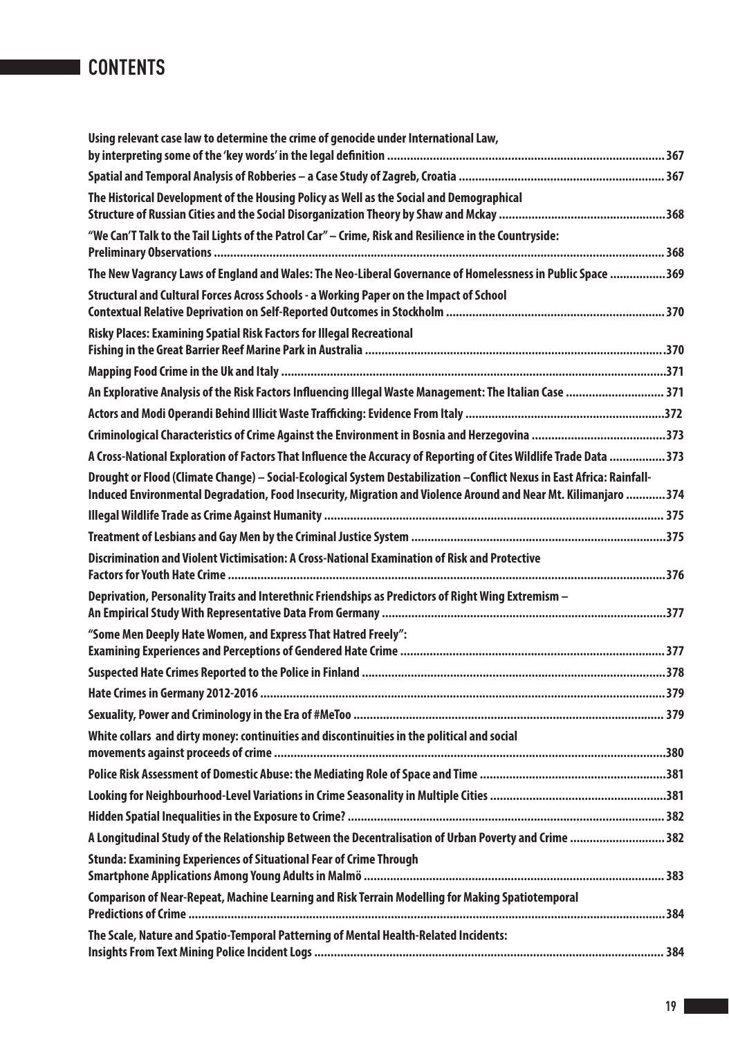# CONTENTS

Using relevant case law to determine the crime of genocide under International Law, by interpreting some of the 'key words' in the legal definition ........ 367

Spatial and Temporal Analysis of Robberies – a Case Study of Zagreb, Croatia ........ 367

The Historical Development of the Housing Policy as Well as the Social and Demographical Structure of Russian Cities and the Social Disorganization Theory by Shaw and Mckay ........ 368

"We Can'T Talk to the Tail Lights of the Patrol Car" – Crime, Risk and Resilience in the Countryside: Preliminary Observations ........ 368

The New Vagrancy Laws of England and Wales: The Neo-Liberal Governance of Homelessness in Public Space ........ 369

Structural and Cultural Forces Across Schools - a Working Paper on the Impact of School Contextual Relative Deprivation on Self-Reported Outcomes in Stockholm ........ 370

Risky Places: Examining Spatial Risk Factors for Illegal Recreational Fishing in the Great Barrier Reef Marine Park in Australia ........ 370

Mapping Food Crime in the Uk and Italy ........ 371

An Explorative Analysis of the Risk Factors Influencing Illegal Waste Management: The Italian Case ........ 371

Actors and Modi Operandi Behind Illicit Waste Trafficking: Evidence From Italy ........ 372

Criminological Characteristics of Crime Against the Environment in Bosnia and Herzegovina ........ 373

A Cross-National Exploration of Factors That Influence the Accuracy of Reporting of Cites Wildlife Trade Data ........ 373

Drought or Flood (Climate Change) – Social-Ecological System Destabilization –Conflict Nexus in East Africa: Rainfall-Induced Environmental Degradation, Food Insecurity, Migration and Violence Around and Near Mt. Kilimanjaro ........ 374

Illegal Wildlife Trade as Crime Against Humanity ........ 375

Treatment of Lesbians and Gay Men by the Criminal Justice System ........ 375

Discrimination and Violent Victimisation: A Cross-National Examination of Risk and Protective Factors for Youth Hate Crime ........ 376

Deprivation, Personality Traits and Interethnic Friendships as Predictors of Right Wing Extremism – An Empirical Study With Representative Data From Germany ........ 377

"Some Men Deeply Hate Women, and Express That Hatred Freely": Examining Experiences and Perceptions of Gendered Hate Crime ........ 377

Suspected Hate Crimes Reported to the Police in Finland ........ 378

Hate Crimes in Germany 2012-2016 ........ 379

Sexuality, Power and Criminology in the Era of #MeToo ........ 379

White collars and dirty money: continuities and discontinuities in the political and social movements against proceeds of crime ........ 380

Police Risk Assessment of Domestic Abuse: the Mediating Role of Space and Time ........ 381

Looking for Neighbourhood-Level Variations in Crime Seasonality in Multiple Cities ........ 381

Hidden Spatial Inequalities in the Exposure to Crime? ........ 382

A Longitudinal Study of the Relationship Between the Decentralisation of Urban Poverty and Crime ........ 382

Stunda: Examining Experiences of Situational Fear of Crime Through Smartphone Applications Among Young Adults in Malmö ........ 383

Comparison of Near-Repeat, Machine Learning and Risk Terrain Modelling for Making Spatiotemporal Predictions of Crime ........ 384

The Scale, Nature and Spatio-Temporal Patterning of Mental Health-Related Incidents: Insights From Text Mining Police Incident Logs ........ 384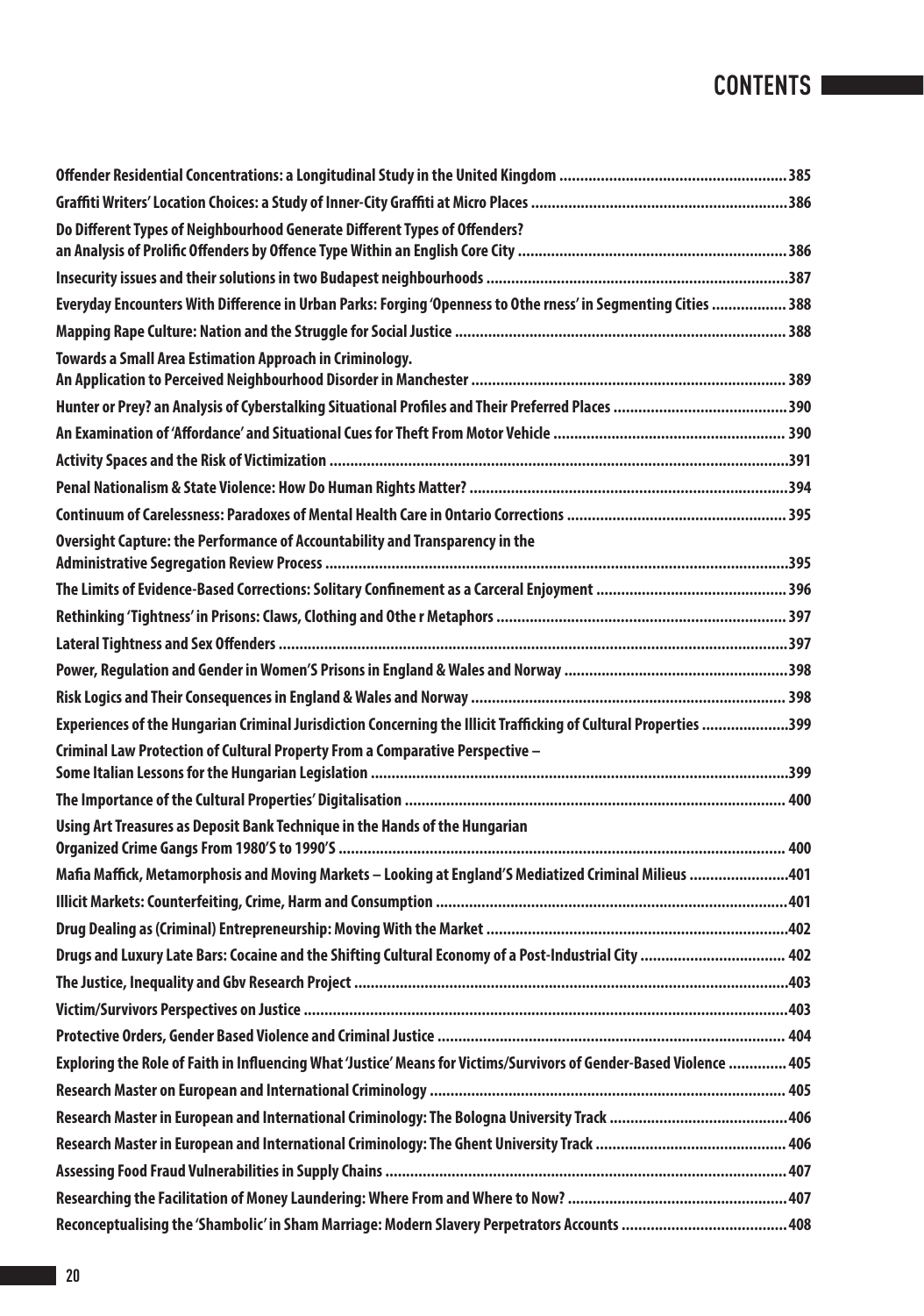# CONTENTS

Offender Residential Concentrations: a Longitudinal Study in the United Kingdom ....................................................... 385

Graffiti Writers' Location Choices: a Study of Inner-City Graffiti at Micro Places ............................................................. 386

Do Different Types of Neighbourhood Generate Different Types of Offenders?
an Analysis of Prolific Offenders by Offence Type Within an English Core City ................................................................ 386

Insecurity issues and their solutions in two Budapest neighbourhoods ........................................................................ 387

Everyday Encounters With Difference in Urban Parks: Forging 'Openness to Othe rness' in Segmenting Cities .................. 388

Mapping Rape Culture: Nation and the Struggle for Social Justice ............................................................................... 388

Towards a Small Area Estimation Approach in Criminology.
An Application to Perceived Neighbourhood Disorder in Manchester ........................................................................... 389

Hunter or Prey? an Analysis of Cyberstalking Situational Profiles and Their Preferred Places .......................................... 390

An Examination of 'Affordance' and Situational Cues for Theft From Motor Vehicle ........................................................ 390

Activity Spaces and the Risk of Victimization ............................................................................................................. 391

Penal Nationalism & State Violence: How Do Human Rights Matter? ............................................................................ 394

Continuum of Carelessness: Paradoxes of Mental Health Care in Ontario Corrections .................................................... 395

Oversight Capture: the Performance of Accountability and Transparency in the
Administrative Segregation Review Process ............................................................................................................... 395

The Limits of Evidence-Based Corrections: Solitary Confinement as a Carceral Enjoyment ............................................. 396

Rethinking 'Tightness' in Prisons: Claws, Clothing and Othe r Metaphors ..................................................................... 397

Lateral Tightness and Sex Offenders .......................................................................................................................... 397

Power, Regulation and Gender in Women'S Prisons in England & Wales and Norway ...................................................... 398

Risk Logics and Their Consequences in England & Wales and Norway ........................................................................... 398

Experiences of the Hungarian Criminal Jurisdiction Concerning the Illicit Trafficking of Cultural Properties ..................... 399

Criminal Law Protection of Cultural Property From a Comparative Perspective –
Some Italian Lessons for the Hungarian Legislation .................................................................................................... 399

The Importance of the Cultural Properties' Digitalisation ........................................................................................... 400

Using Art Treasures as Deposit Bank Technique in the Hands of the Hungarian
Organized Crime Gangs From 1980'S to 1990'S ........................................................................................................... 400

Mafia Maffick, Metamorphosis and Moving Markets – Looking at England'S Mediatized Criminal Milieus ........................ 401

Illicit Markets: Counterfeiting, Crime, Harm and Consumption .................................................................................... 401

Drug Dealing as (Criminal) Entrepreneurship: Moving With the Market ......................................................................... 402

Drugs and Luxury Late Bars: Cocaine and the Shifting Cultural Economy of a Post-Industrial City ................................... 402

The Justice, Inequality and Gbv Research Project ........................................................................................................ 403

Victim/Survivors Perspectives on Justice .................................................................................................................... 403

Protective Orders, Gender Based Violence and Criminal Justice ................................................................................... 404

Exploring the Role of Faith in Influencing What 'Justice' Means for Victims/Survivors of Gender-Based Violence .............. 405

Research Master on European and International Criminology ..................................................................................... 405

Research Master in European and International Criminology: The Bologna University Track ........................................... 406

Research Master in European and International Criminology: The Ghent University Track .............................................. 406

Assessing Food Fraud Vulnerabilities in Supply Chains ................................................................................................ 407

Researching the Facilitation of Money Laundering: Where From and Where to Now? ..................................................... 407

Reconceptualising the 'Shambolic' in Sham Marriage: Modern Slavery Perpetrators Accounts ........................................ 408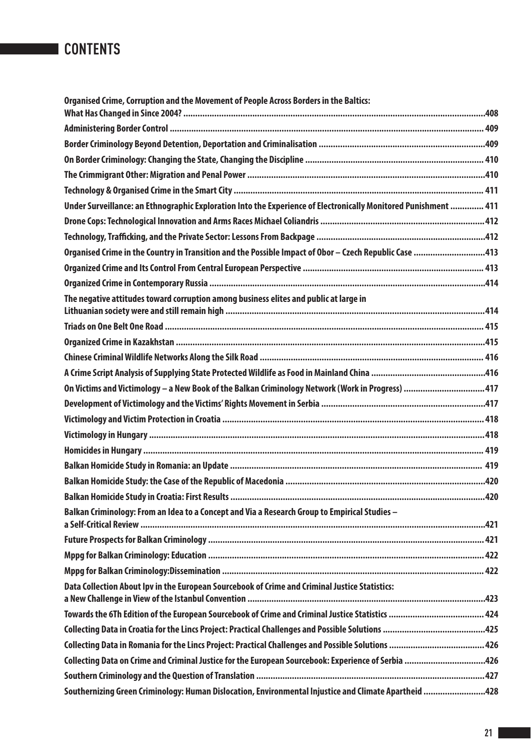# CONTENTS

Organised Crime, Corruption and the Movement of People Across Borders in the Baltics: What Has Changed in Since 2004? ....................408

Administering Border Control .................... 409

Border Criminology Beyond Detention, Deportation and Criminalisation ....................409

On Border Criminology: Changing the State, Changing the Discipline .................... 410

The Crimmigrant Other: Migration and Penal Power ....................410

Technology & Organised Crime in the Smart City .................... 411

Under Surveillance: an Ethnographic Exploration Into the Experience of Electronically Monitored Punishment .................... 411

Drone Cops: Technological Innovation and Arms Races Michael Coliandris ....................412

Technology, Trafficking, and the Private Sector: Lessons From Backpage ....................412

Organised Crime in the Country in Transition and the Possible Impact of Obor – Czech Republic Case ....................413

Organized Crime and Its Control From Central European Perspective .................... 413

Organized Crime in Contemporary Russia ....................414

The negative attitudes toward corruption among business elites and public at large in Lithuanian society were and still remain high ....................414

Triads on One Belt One Road .................... 415

Organized Crime in Kazakhstan ....................415

Chinese Criminal Wildlife Networks Along the Silk Road .................... 416

A Crime Script Analysis of Supplying State Protected Wildlife as Food in Mainland China ....................416

On Victims and Victimology – a New Book of the Balkan Criminology Network (Work in Progress) ....................417

Development of Victimology and the Victims' Rights Movement in Serbia ....................417

Victimology and Victim Protection in Croatia .................... 418

Victimology in Hungary ....................418

Homicides in Hungary .................... 419

Balkan Homicide Study in Romania: an Update .................... 419

Balkan Homicide Study: the Case of the Republic of Macedonia ....................420

Balkan Homicide Study in Croatia: First Results ....................420

Balkan Criminology: From an Idea to a Concept and Via a Research Group to Empirical Studies – a Self-Critical Review ....................421

Future Prospects for Balkan Criminology .................... 421

Mppg for Balkan Criminology: Education .................... 422

Mppg for Balkan Criminology:Dissemination .................... 422

Data Collection About Ipv in the European Sourcebook of Crime and Criminal Justice Statistics: a New Challenge in View of the Istanbul Convention ....................423

Towards the 6Th Edition of the European Sourcebook of Crime and Criminal Justice Statistics .................... 424

Collecting Data in Croatia for the Lincs Project: Practical Challenges and Possible Solutions ....................425

Collecting Data in Romania for the Lincs Project: Practical Challenges and Possible Solutions .................... 426

Collecting Data on Crime and Criminal Justice for the European Sourcebook: Experience of Serbia ....................426

Southern Criminology and the Question of Translation ....................427

Southernizing Green Criminology: Human Dislocation, Environmental Injustice and Climate Apartheid ....................428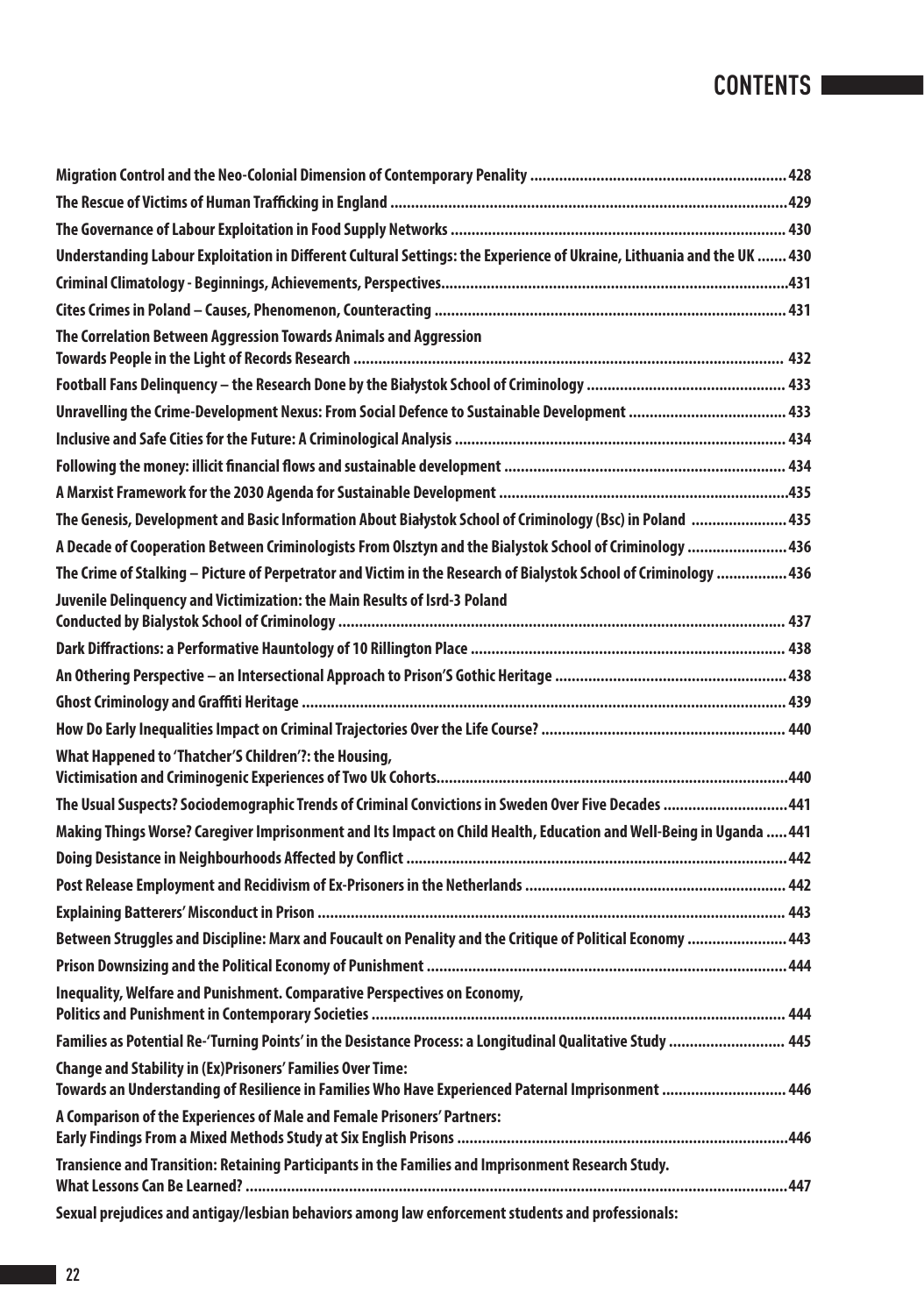# CONTENTS

Migration Control and the Neo-Colonial Dimension of Contemporary Penality ............................................................ 428

The Rescue of Victims of Human Trafficking in England ..............................................................................................429

The Governance of Labour Exploitation in Food Supply Networks ............................................................................... 430

Understanding Labour Exploitation in Different Cultural Settings: the Experience of Ukraine, Lithuania and the UK ....... 430

Criminal Climatology - Beginnings, Achievements, Perspectives..................................................................................431

Cites Crimes in Poland – Causes, Phenomenon, Counteracting ................................................................................... 431

The Correlation Between Aggression Towards Animals and Aggression Towards People in the Light of Records Research ...................................................................................................... 432

Football Fans Delinquency – the Research Done by the Białystok School of Criminology ............................................... 433

Unravelling the Crime-Development Nexus: From Social Defence to Sustainable Development ..................................... 433

Inclusive and Safe Cities for the Future: A Criminological Analysis .............................................................................. 434

Following the money: illicit financial flows and sustainable development .................................................................. 434

A Marxist Framework for the 2030 Agenda for Sustainable Development ....................................................................435

The Genesis, Development and Basic Information About Białystok School of Criminology (Bsc) in Poland ....................... 435

A Decade of Cooperation Between Criminologists From Olsztyn and the Bialystok School of Criminology ........................436

The Crime of Stalking – Picture of Perpetrator and Victim in the Research of Bialystok School of Criminology .................436

Juvenile Delinquency and Victimization: the Main Results of Isrd-3 Poland Conducted by Bialystok School of Criminology ........................................................................................................... 437

Dark Diffractions: a Performative Hauntology of 10 Rillington Place .......................................................................... 438

An Othering Perspective – an Intersectional Approach to Prison'S Gothic Heritage ...................................................... 438

Ghost Criminology and Graffiti Heritage .................................................................................................................. 439

How Do Early Inequalities Impact on Criminal Trajectories Over the Life Course? .......................................................... 440

What Happened to 'Thatcher'S Children'?: the Housing, Victimisation and Criminogenic Experiences of Two Uk Cohorts...................................................................................440

The Usual Suspects? Sociodemographic Trends of Criminal Convictions in Sweden Over Five Decades .............................441

Making Things Worse? Caregiver Imprisonment and Its Impact on Child Health, Education and Well-Being in Uganda .....441

Doing Desistance in Neighbourhoods Affected by Conflict ..........................................................................................442

Post Release Employment and Recidivism of Ex-Prisoners in the Netherlands .............................................................. 442

Explaining Batterers' Misconduct in Prison ............................................................................................................... 443

Between Struggles and Discipline: Marx and Foucault on Penality and the Critique of Political Economy ........................ 443

Prison Downsizing and the Political Economy of Punishment ......................................................................................444

Inequality, Welfare and Punishment. Comparative Perspectives on Economy, Politics and Punishment in Contemporary Societies .................................................................................................. 444

Families as Potential Re-'Turning Points' in the Desistance Process: a Longitudinal Qualitative Study ............................ 445

Change and Stability in (Ex)Prisoners' Families Over Time: Towards an Understanding of Resilience in Families Who Have Experienced Paternal Imprisonment ............................. 446

A Comparison of the Experiences of Male and Female Prisoners' Partners: Early Findings From a Mixed Methods Study at Six English Prisons ...............................................................................446

Transience and Transition: Retaining Participants in the Families and Imprisonment Research Study. What Lessons Can Be Learned? .................................................................................................................................447

Sexual prejudices and antigay/lesbian behaviors among law enforcement students and professionals: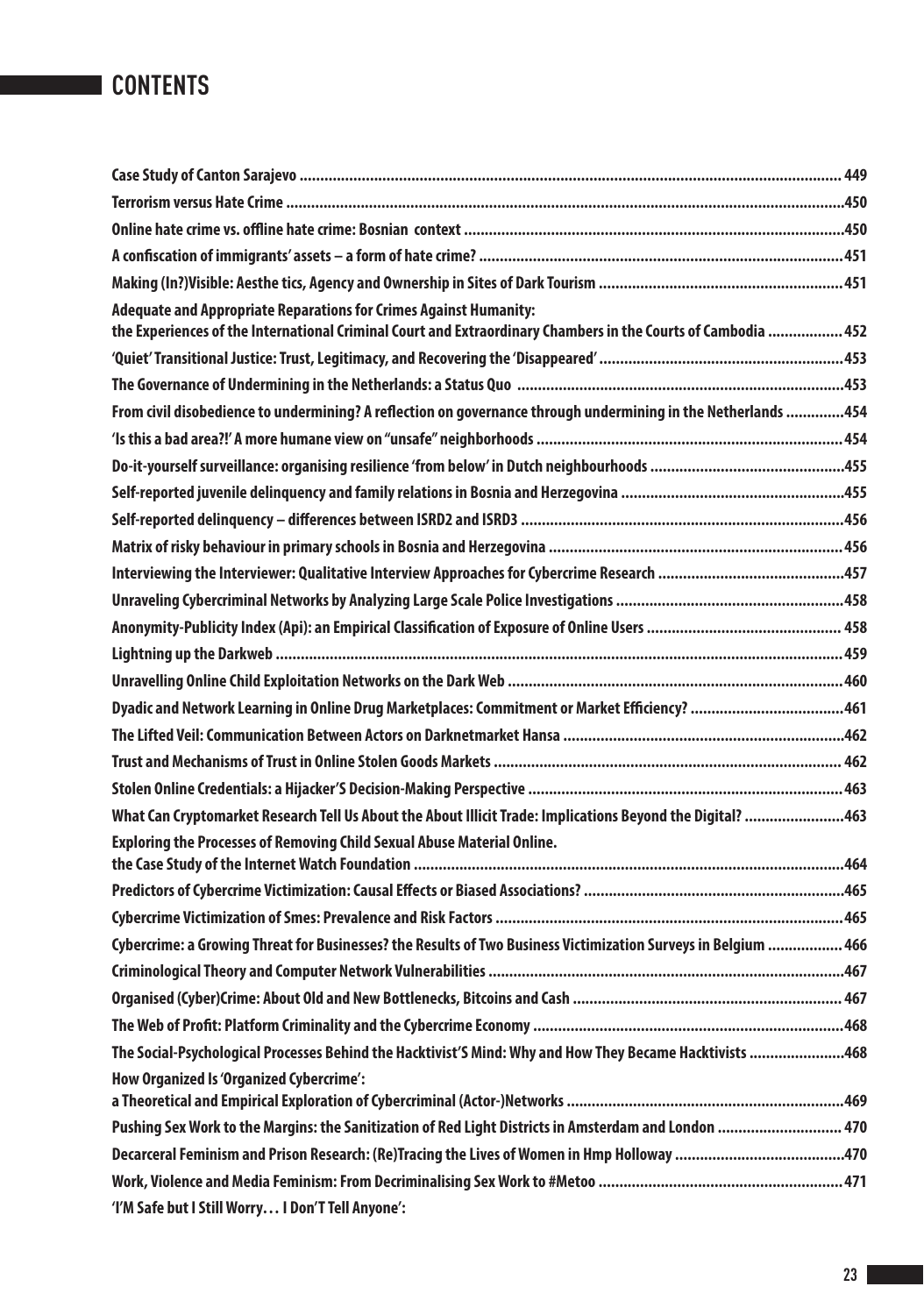# CONTENTS

Case Study of Canton Sarajevo ................................................................................................................................................ 449
Terrorism versus Hate Crime ....................................................................................................................................................450
Online hate crime vs. offline hate crime: Bosnian context ..........................................................................................450
A confiscation of immigrants' assets – a form of hate crime? ....................................................................................451
Making (In?)Visible: Aesthe tics, Agency and Ownership in Sites of Dark Tourism ..........................................................451
Adequate and Appropriate Reparations for Crimes Against Humanity:
the Experiences of the International Criminal Court and Extraordinary Chambers in the Courts of Cambodia .................. 452
'Quiet' Transitional Justice: Trust, Legitimacy, and Recovering the 'Disappeared' ..........................................................453
The Governance of Undermining in the Netherlands: a Status Quo ..............................................................................453
From civil disobedience to undermining? A reflection on governance through undermining in the Netherlands ..............454
'Is this a bad area?!' A more humane view on "unsafe" neighborhoods ........................................................................ 454
Do-it-yourself surveillance: organising resilience 'from below' in Dutch neighbourhoods ..............................................455
Self-reported juvenile delinquency and family relations in Bosnia and Herzegovina .....................................................455
Self-reported delinquency – differences between ISRD2 and ISRD3 ............................................................................456
Matrix of risky behaviour in primary schools in Bosnia and Herzegovina ...................................................................... 456
Interviewing the Interviewer: Qualitative Interview Approaches for Cybercrime Research ............................................457
Unraveling Cybercriminal Networks by Analyzing Large Scale Police Investigations ......................................................458
Anonymity-Publicity Index (Api): an Empirical Classification of Exposure of Online Users .............................................. 458
Lightning up the Darkweb ...................................................................................................................................................... 459
Unravelling Online Child Exploitation Networks on the Dark Web ................................................................................ 460
Dyadic and Network Learning in Online Drug Marketplaces: Commitment or Market Efficiency? ....................................461
The Lifted Veil: Communication Between Actors on Darknetmarket Hansa ...................................................................462
Trust and Mechanisms of Trust in Online Stolen Goods Markets ................................................................................... 462
Stolen Online Credentials: a Hijacker'S Decision-Making Perspective ........................................................................... 463
What Can Cryptomarket Research Tell Us About the About Illicit Trade: Implications Beyond the Digital? ........................463
Exploring the Processes of Removing Child Sexual Abuse Material Online.
the Case Study of the Internet Watch Foundation ......................................................................................................464
Predictors of Cybercrime Victimization: Causal Effects or Biased Associations? ..............................................................465
Cybercrime Victimization of Smes: Prevalence and Risk Factors .................................................................................. 465
Cybercrime: a Growing Threat for Businesses? the Results of Two Business Victimization Surveys in Belgium ................. 466
Criminological Theory and Computer Network Vulnerabilities ....................................................................................467
Organised (Cyber)Crime: About Old and New Bottlenecks, Bitcoins and Cash ................................................................ 467
The Web of Profit: Platform Criminality and the Cybercrime Economy ..........................................................................468
The Social-Psychological Processes Behind the Hacktivist'S Mind: Why and How They Became Hacktivists .......................468
How Organized Is 'Organized Cybercrime':
a Theoretical and Empirical Exploration of Cybercriminal (Actor-)Networks ..................................................................469
Pushing Sex Work to the Margins: the Sanitization of Red Light Districts in Amsterdam and London ............................. 470
Decarceral Feminism and Prison Research: (Re)Tracing the Lives of Women in Hmp Holloway ........................................470
Work, Violence and Media Feminism: From Decriminalising Sex Work to #Metoo .......................................................... 471
'I'M Safe but I Still Worry… I Don'T Tell Anyone':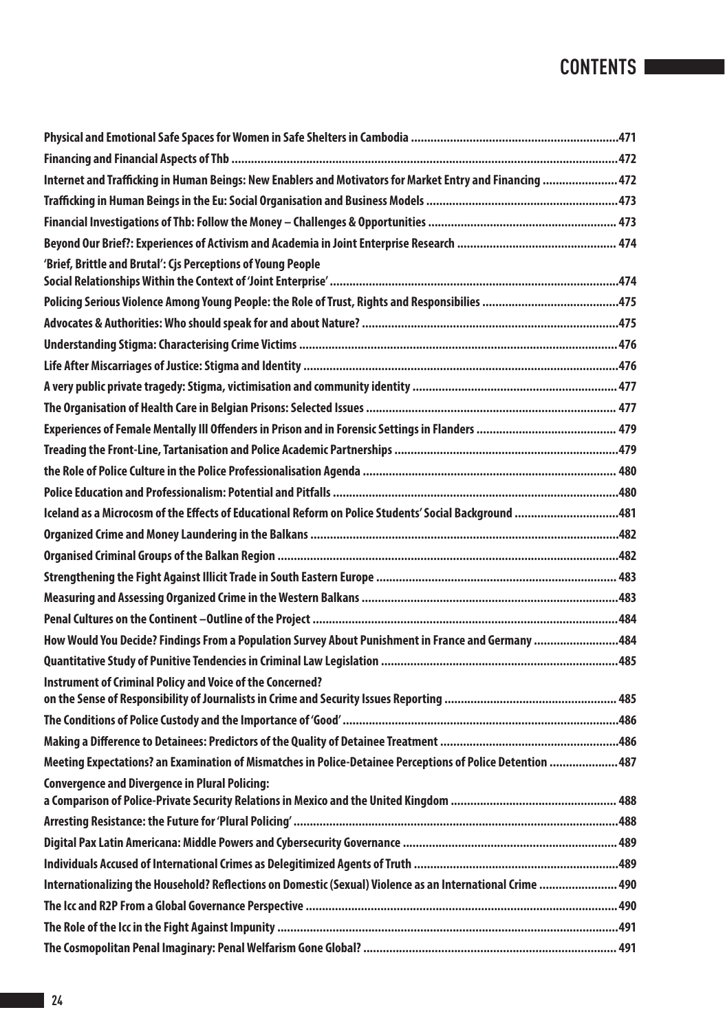## CONTENTS

Physical and Emotional Safe Spaces for Women in Safe Shelters in Cambodia ...............................................................471

Financing and Financial Aspects of Thb .....................................................................................................................472

Internet and Trafficking in Human Beings: New Enablers and Motivators for Market Entry and Financing .......................472

Trafficking in Human Beings in the Eu: Social Organisation and Business Models ..........................................................473

Financial Investigations of Thb: Follow the Money – Challenges & Opportunities ......................................................... 473

Beyond Our Brief?: Experiences of Activism and Academia in Joint Enterprise Research ................................................ 474

'Brief, Brittle and Brutal': Cjs Perceptions of Young People Social Relationships Within the Context of 'Joint Enterprise' .......................................................................................474

Policing Serious Violence Among Young People: the Role of Trust, Rights and Responsibilies .........................................475

Advocates & Authorities: Who should speak for and about Nature? ..............................................................................475

Understanding Stigma: Characterising Crime Victims ................................................................................................476

Life After Miscarriages of Justice: Stigma and Identity ...............................................................................................476

A very public private tragedy: Stigma, victimisation and community identity .............................................................. 477

The Organisation of Health Care in Belgian Prisons: Selected Issues ........................................................................... 477

Experiences of Female Mentally Ill Offenders in Prison and in Forensic Settings in Flanders .......................................... 479

Treading the Front-Line, Tartanisation and Police Academic Partnerships ....................................................................479

the Role of Police Culture in the Police Professionalisation Agenda ............................................................................. 480

Police Education and Professionalism: Potential and Pitfalls ......................................................................................480

Iceland as a Microcosm of the Effects of Educational Reform on Police Students' Social Background ...............................481

Organized Crime and Money Laundering in the Balkans .............................................................................................482

Organised Criminal Groups of the Balkan Region .......................................................................................................482

Strengthening the Fight Against Illicit Trade in South Eastern Europe ......................................................................... 483

Measuring and Assessing Organized Crime in the Western Balkans .............................................................................483

Penal Cultures on the Continent –Outline of the Project ............................................................................................484

How Would You Decide? Findings From a Population Survey About Punishment in France and Germany ..........................484

Quantitative Study of Punitive Tendencies in Criminal Law Legislation ........................................................................485

Instrument of Criminal Policy and Voice of the Concerned? on the Sense of Responsibility of Journalists in Crime and Security Issues Reporting .................................................... 485

The Conditions of Police Custody and the Importance of 'Good' ...................................................................................486

Making a Difference to Detainees: Predictors of the Quality of Detainee Treatment ......................................................486

Meeting Expectations? an Examination of Mismatches in Police-Detainee Perceptions of Police Detention .....................487

Convergence and Divergence in Plural Policing: a Comparison of Police-Private Security Relations in Mexico and the United Kingdom .................................................. 488

Arresting Resistance: the Future for 'Plural Policing' ..................................................................................................488

Digital Pax Latin Americana: Middle Powers and Cybersecurity Governance ................................................................. 489

Individuals Accused of International Crimes as Delegitimized Agents of Truth ..............................................................489

Internationalizing the Household? Reflections on Domestic (Sexual) Violence as an International Crime ........................ 490

The Icc and R2P From a Global Governance Perspective .............................................................................................. 490

The Role of the Icc in the Fight Against Impunity .......................................................................................................491

The Cosmopolitan Penal Imaginary: Penal Welfarism Gone Global? ............................................................................. 491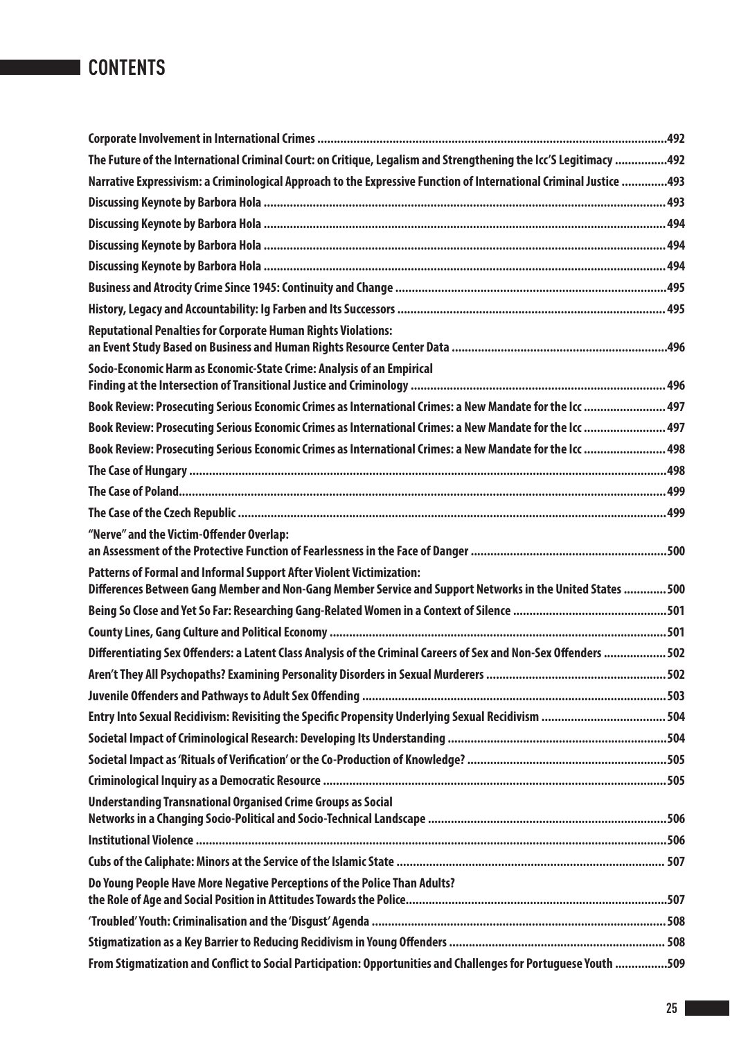# CONTENTS

Corporate Involvement in International Crimes ....................................................................................................492

The Future of the International Criminal Court: on Critique, Legalism and Strengthening the Icc'S Legitimacy ................492

Narrative Expressivism: a Criminological Approach to the Expressive Function of International Criminal Justice ..............493

Discussing Keynote by Barbora Hola ...................................................................................................................493

Discussing Keynote by Barbora Hola ...................................................................................................................494

Discussing Keynote by Barbora Hola ...................................................................................................................494

Discussing Keynote by Barbora Hola ...................................................................................................................494

Business and Atrocity Crime Since 1945: Continuity and Change ...........................................................................495

History, Legacy and Accountability: Ig Farben and Its Successors ............................................................................495

Reputational Penalties for Corporate Human Rights Violations: an Event Study Based on Business and Human Rights Resource Center Data ..............................................................496

Socio-Economic Harm as Economic-State Crime: Analysis of an Empirical Finding at the Intersection of Transitional Justice and Criminology ...........................................................................496

Book Review: Prosecuting Serious Economic Crimes as International Crimes: a New Mandate for the Icc .........................497

Book Review: Prosecuting Serious Economic Crimes as International Crimes: a New Mandate for the Icc .........................497

Book Review: Prosecuting Serious Economic Crimes as International Crimes: a New Mandate for the Icc .........................498

The Case of Hungary ...........................................................................................................................................498

The Case of Poland..............................................................................................................................................499

The Case of the Czech Republic ...........................................................................................................................499

"Nerve" and the Victim-Offender Overlap: an Assessment of the Protective Function of Fearlessness in the Face of Danger .........................................................500

Patterns of Formal and Informal Support After Violent Victimization: Differences Between Gang Member and Non-Gang Member Service and Support Networks in the United States .............500

Being So Close and Yet So Far: Researching Gang-Related Women in a Context of Silence ..............................................501

County Lines, Gang Culture and Political Economy ...............................................................................................501

Differentiating Sex Offenders: a Latent Class Analysis of the Criminal Careers of Sex and Non-Sex Offenders ...................502

Aren't They All Psychopaths? Examining Personality Disorders in Sexual Murderers ......................................................502

Juvenile Offenders and Pathways to Adult Sex Offending .......................................................................................503

Entry Into Sexual Recidivism: Revisiting the Specific Propensity Underlying Sexual Recidivism .....................................504

Societal Impact of Criminological Research: Developing Its Understanding ..............................................................504

Societal Impact as 'Rituals of Verification' or the Co-Production of Knowledge? ..........................................................505

Criminological Inquiry as a Democratic Resource ..................................................................................................505

Understanding Transnational Organised Crime Groups as Social Networks in a Changing Socio-Political and Socio-Technical Landscape ..................................................................506

Institutional Violence ..........................................................................................................................................506

Cubs of the Caliphate: Minors at the Service of the Islamic State ............................................................................507

Do Young People Have More Negative Perceptions of the Police Than Adults? the Role of Age and Social Position in Attitudes Towards the Police.........................................................................507

'Troubled' Youth: Criminalisation and the 'Disgust' Agenda ....................................................................................508

Stigmatization as a Key Barrier to Reducing Recidivism in Young Offenders ............................................................508

From Stigmatization and Conflict to Social Participation: Opportunities and Challenges for Portuguese Youth ...............509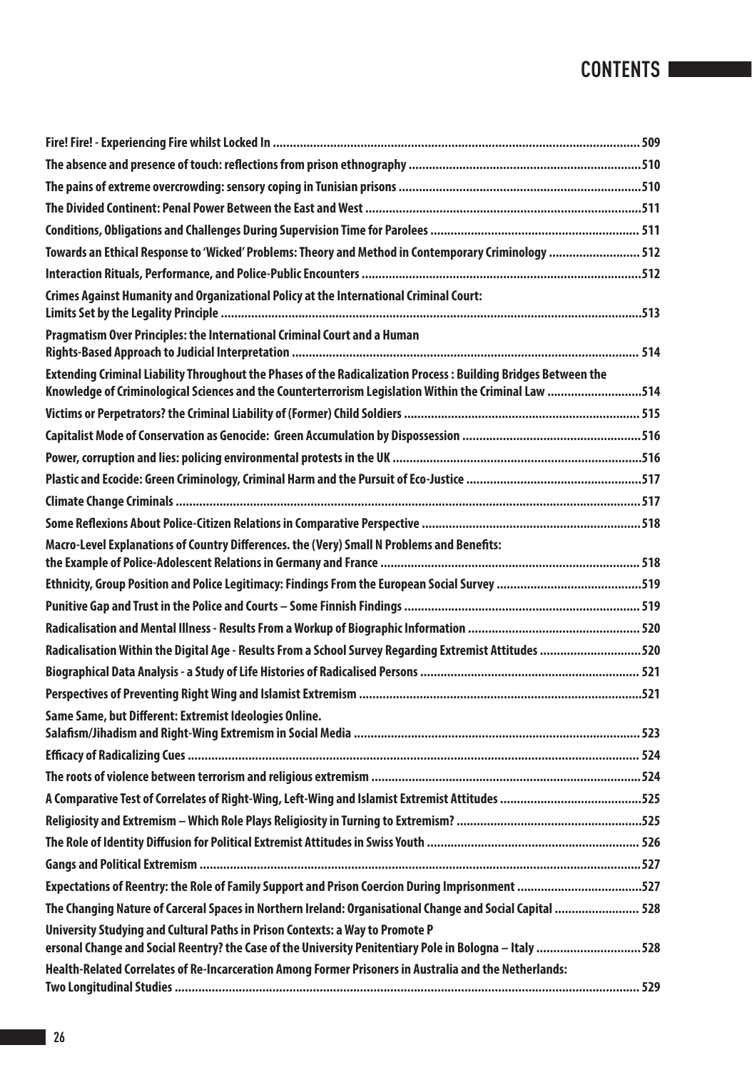## CONTENTS

Fire! Fire! - Experiencing Fire whilst Locked In ........................................................................................................... 509

The absence and presence of touch: reflections from prison ethnography ....................................................................510

The pains of extreme overcrowding: sensory coping in Tunisian prisons .......................................................................510

The Divided Continent: Penal Power Between the East and West .................................................................................511

Conditions, Obligations and Challenges During Supervision Time for Parolees ............................................................. 511

Towards an Ethical Response to 'Wicked' Problems: Theory and Method in Contemporary Criminology ........................... 512

Interaction Rituals, Performance, and Police-Public Encounters ..................................................................................512

Crimes Against Humanity and Organizational Policy at the International Criminal Court: Limits Set by the Legality Principle ...........................................................................................................................513

Pragmatism Over Principles: the International Criminal Court and a Human Rights-Based Approach to Judicial Interpretation ..................................................................................................... 514

Extending Criminal Liability Throughout the Phases of the Radicalization Process : Building Bridges Between the Knowledge of Criminological Sciences and the Counterterrorism Legislation Within the Criminal Law ............................514

Victims or Perpetrators? the Criminal Liability of (Former) Child Soldiers ..................................................................... 515

Capitalist Mode of Conservation as Genocide: Green Accumulation by Dispossession ....................................................516

Power, corruption and lies: policing environmental protests in the UK .........................................................................516

Plastic and Ecocide: Green Criminology, Criminal Harm and the Pursuit of Eco-Justice ...................................................517

Climate Change Criminals ........................................................................................................................................517

Some Reflexions About Police-Citizen Relations in Comparative Perspective ................................................................518

Macro-Level Explanations of Country Differences. the (Very) Small N Problems and Benefits: the Example of Police-Adolescent Relations in Germany and France ............................................................................ 518

Ethnicity, Group Position and Police Legitimacy: Findings From the European Social Survey ..........................................519

Punitive Gap and Trust in the Police and Courts – Some Finnish Findings ..................................................................... 519

Radicalisation and Mental Illness - Results From a Workup of Biographic Information .................................................. 520

Radicalisation Within the Digital Age - Results From a School Survey Regarding Extremist Attitudes .............................520

Biographical Data Analysis - a Study of Life Histories of Radicalised Persons ................................................................ 521

Perspectives of Preventing Right Wing and Islamist Extremism ...................................................................................521

Same Same, but Different: Extremist Ideologies Online. Salafism/Jihadism and Right-Wing Extremism in Social Media .................................................................................... 523

Efficacy of Radicalizing Cues .................................................................................................................................... 524

The roots of violence between terrorism and religious extremism ...............................................................................524

A Comparative Test of Correlates of Right-Wing, Left-Wing and Islamist Extremist Attitudes ..........................................525

Religiosity and Extremism – Which Role Plays Religiosity in Turning to Extremism? ......................................................525

The Role of Identity Diffusion for Political Extremist Attitudes in Swiss Youth .............................................................. 526

Gangs and Political Extremism .................................................................................................................................527

Expectations of Reentry: the Role of Family Support and Prison Coercion During Imprisonment ....................................527

The Changing Nature of Carceral Spaces in Northern Ireland: Organisational Change and Social Capital ......................... 528

University Studying and Cultural Paths in Prison Contexts: a Way to Promote P ersonal Change and Social Reentry? the Case of the University Penitentiary Pole in Bologna – Italy ...............................528

Health-Related Correlates of Re-Incarceration Among Former Prisoners in Australia and the Netherlands: Two Longitudinal Studies ........................................................................................................................................ 529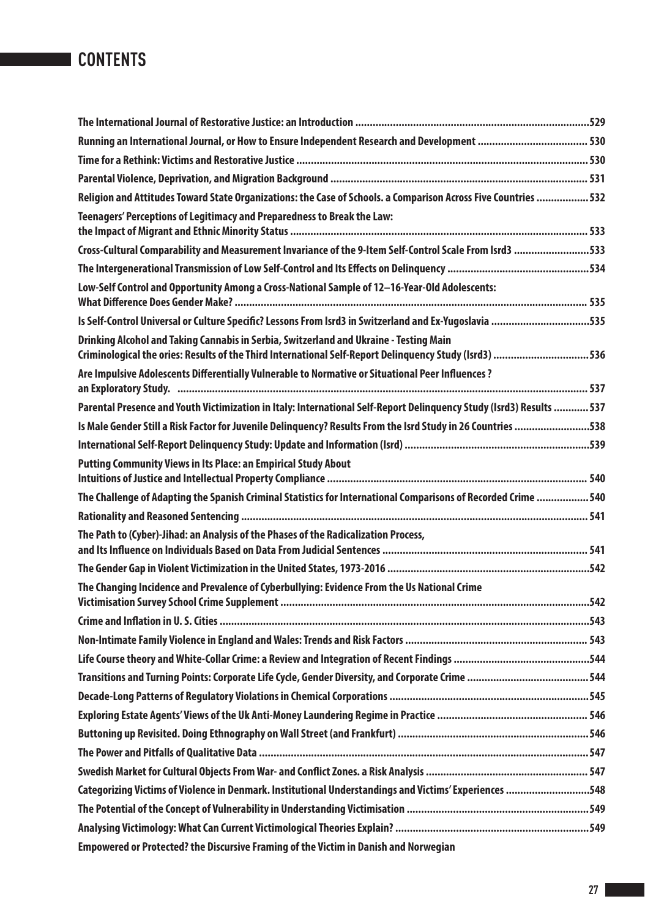# CONTENTS

| | |
|---|---|
| The International Journal of Restorative Justice: an Introduction | 529 |
| Running an International Journal, or How to Ensure Independent Research and Development | 530 |
| Time for a Rethink: Victims and Restorative Justice | 530 |
| Parental Violence, Deprivation, and Migration Background | 531 |
| Religion and Attitudes Toward State Organizations: the Case of Schools. a Comparison Across Five Countries | 532 |
| Teenagers' Perceptions of Legitimacy and Preparedness to Break the Law: the Impact of Migrant and Ethnic Minority Status | 533 |
| Cross-Cultural Comparability and Measurement Invariance of the 9-Item Self-Control Scale From Isrd3 | 533 |
| The Intergenerational Transmission of Low Self-Control and Its Effects on Delinquency | 534 |
| Low-Self Control and Opportunity Among a Cross-National Sample of 12–16-Year-Old Adolescents: What Difference Does Gender Make? | 535 |
| Is Self-Control Universal or Culture Specific? Lessons From Isrd3 in Switzerland and Ex-Yugoslavia | 535 |
| Drinking Alcohol and Taking Cannabis in Serbia, Switzerland and Ukraine - Testing Main Criminological the ories: Results of the Third International Self-Report Delinquency Study (Isrd3) | 536 |
| Are Impulsive Adolescents Differentially Vulnerable to Normative or Situational Peer Influences ? an Exploratory Study. | 537 |
| Parental Presence and Youth Victimization in Italy: International Self-Report Delinquency Study (Isrd3) Results | 537 |
| Is Male Gender Still a Risk Factor for Juvenile Delinquency? Results From the Isrd Study in 26 Countries | 538 |
| International Self-Report Delinquency Study: Update and Information (Isrd) | 539 |
| Putting Community Views in Its Place: an Empirical Study About Intuitions of Justice and Intellectual Property Compliance | 540 |
| The Challenge of Adapting the Spanish Criminal Statistics for International Comparisons of Recorded Crime | 540 |
| Rationality and Reasoned Sentencing | 541 |
| The Path to (Cyber)-Jihad: an Analysis of the Phases of the Radicalization Process, and Its Influence on Individuals Based on Data From Judicial Sentences | 541 |
| The Gender Gap in Violent Victimization in the United States, 1973-2016 | 542 |
| The Changing Incidence and Prevalence of Cyberbullying: Evidence From the Us National Crime Victimisation Survey School Crime Supplement | 542 |
| Crime and Inflation in U. S. Cities | 543 |
| Non-Intimate Family Violence in England and Wales: Trends and Risk Factors | 543 |
| Life Course theory and White-Collar Crime: a Review and Integration of Recent Findings | 544 |
| Transitions and Turning Points: Corporate Life Cycle, Gender Diversity, and Corporate Crime | 544 |
| Decade-Long Patterns of Regulatory Violations in Chemical Corporations | 545 |
| Exploring Estate Agents' Views of the Uk Anti-Money Laundering Regime in Practice | 546 |
| Buttoning up Revisited. Doing Ethnography on Wall Street (and Frankfurt) | 546 |
| The Power and Pitfalls of Qualitative Data | 547 |
| Swedish Market for Cultural Objects From War- and Conflict Zones. a Risk Analysis | 547 |
| Categorizing Victims of Violence in Denmark. Institutional Understandings and Victims' Experiences | 548 |
| The Potential of the Concept of Vulnerability in Understanding Victimisation | 549 |
| Analysing Victimology: What Can Current Victimological Theories Explain? | 549 |
| Empowered or Protected? the Discursive Framing of the Victim in Danish and Norwegian | |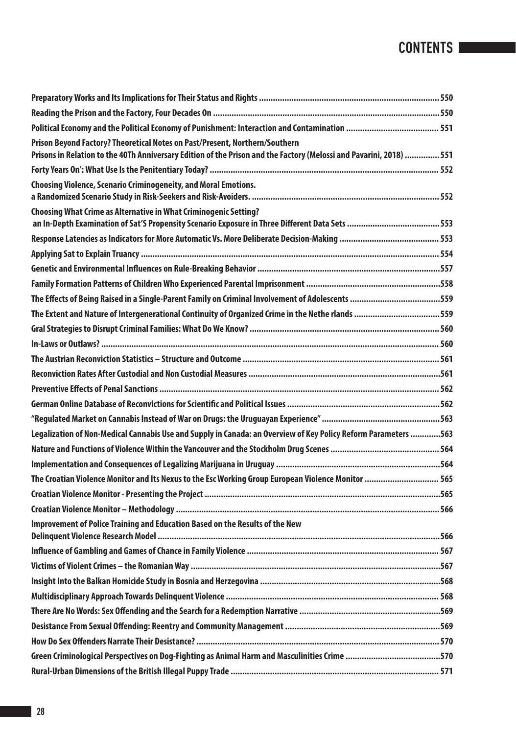# CONTENTS

Preparatory Works and Its Implications for Their Status and Rights ............................................................................. 550

Reading the Prison and the Factory, Four Decades On ................................................................................................. 550

Political Economy and the Political Economy of Punishment: Interaction and Contamination ........................................ 551

Prison Beyond Factory? Theoretical Notes on Past/Present, Northern/Southern Prisons in Relation to the 40Th Anniversary Edition of the Prison and the Factory (Melossi and Pavarini, 2018) ............... 551

Forty Years On': What Use Is the Penitentiary Today? ................................................................................................. 552

Choosing Violence, Scenario Criminogeneity, and Moral Emotions. a Randomized Scenario Study in Risk-Seekers and Risk-Avoiders. ................................................................................ 552

Choosing What Crime as Alternative in What Criminogenic Setting? an In-Depth Examination of Sat'S Propensity Scenario Exposure in Three Different Data Sets ........................................ 553

Response Latencies as Indicators for More Automatic Vs. More Deliberate Decision-Making ........................................... 553

Applying Sat to Explain Truancy ................................................................................................................................ 554

Genetic and Environmental Influences on Rule-Breaking Behavior ..............................................................................557

Family Formation Patterns of Children Who Experienced Parental Imprisonment ..........................................................558

The Effects of Being Raised in a Single-Parent Family on Criminal Involvement of Adolescents .......................................559

The Extent and Nature of Intergenerational Continuity of Organized Crime in the Nethe rlands .....................................559

Gral Strategies to Disrupt Criminal Families: What Do We Know? ................................................................................. 560

In-Laws or Outlaws? ................................................................................................................................................ 560

The Austrian Reconviction Statistics – Structure and Outcome .................................................................................... 561

Reconviction Rates After Custodial and Non Custodial Measures ..................................................................................561

Preventive Effects of Penal Sanctions ....................................................................................................................... 562

German Online Database of Reconvictions for Scientific and Political Issues .................................................................562

"Regulated Market on Cannabis Instead of War on Drugs: the Uruguayan Experience" ...................................................563

Legalization of Non-Medical Cannabis Use and Supply in Canada: an Overview of Key Policy Reform Parameters .............563

Nature and Functions of Violence Within the Vancouver and the Stockholm Drug Scenes ............................................... 564

Implementation and Consequences of Legalizing Marijuana in Uruguay .......................................................................564

The Croatian Violence Monitor and Its Nexus to the Esc Working Group European Violence Monitor ................................ 565

Croatian Violence Monitor - Presenting the Project .....................................................................................................565

Croatian Violence Monitor – Methodology .................................................................................................................566

Improvement of Police Training and Education Based on the Results of the New Delinquent Violence Research Model ........................................................................................................................566

Influence of Gambling and Games of Chance in Family Violence .................................................................................. 567

Victims of Violent Crimes – the Romanian Way ...........................................................................................................567

Insight Into the Balkan Homicide Study in Bosnia and Herzegovina .............................................................................568

Multidisciplinary Approach Towards Delinquent Violence ........................................................................................... 568

There Are No Words: Sex Offending and the Search for a Redemption Narrative ............................................................569

Desistance From Sexual Offending: Reentry and Community Management ..................................................................569

How Do Sex Offenders Narrate Their Desistance? ....................................................................................................... 570

Green Criminological Perspectives on Dog-Fighting as Animal Harm and Masculinities Crime .........................................570

Rural-Urban Dimensions of the British Illegal Puppy Trade .......................................................................................... 571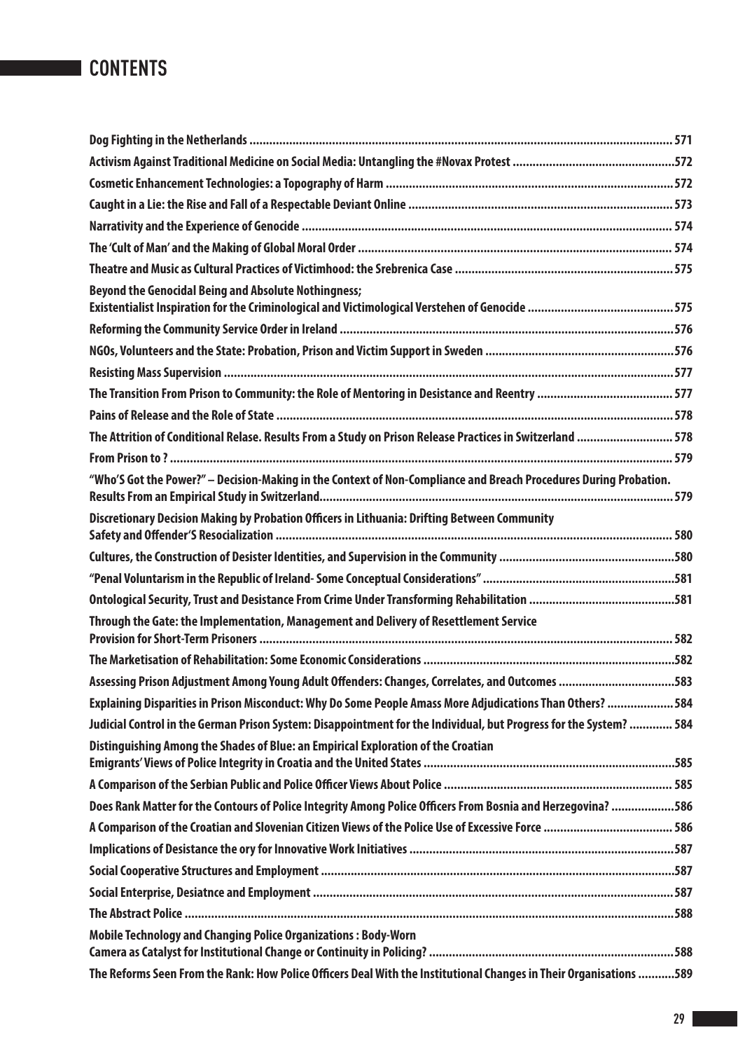# CONTENTS

Dog Fighting in the Netherlands ............................................................................................................................. 571

Activism Against Traditional Medicine on Social Media: Untangling the #Novax Protest ................................................572

Cosmetic Enhancement Technologies: a Topography of Harm .....................................................................................572

Caught in a Lie: the Rise and Fall of a Respectable Deviant Online .............................................................................. 573

Narrativity and the Experience of Genocide ............................................................................................................. 574

The 'Cult of Man' and the Making of Global Moral Order ............................................................................................. 574

Theatre and Music as Cultural Practices of Victimhood: the Srebrenica Case ................................................................ 575

Beyond the Genocidal Being and Absolute Nothingness;
Existentialist Inspiration for the Criminological and Victimological Verstehen of Genocide ........................................... 575

Reforming the Community Service Order in Ireland ...................................................................................................576

NGOs, Volunteers and the State: Probation, Prison and Victim Support in Sweden ........................................................576

Resisting Mass Supervision .....................................................................................................................................577

The Transition From Prison to Community: the Role of Mentoring in Desistance and Reentry ........................................ 577

Pains of Release and the Role of State ..................................................................................................................... 578

The Attrition of Conditional Relase. Results From a Study on Prison Release Practices in Switzerland ............................ 578

From Prison to ? .................................................................................................................................................... 579

"Who'S Got the Power?" – Decision-Making in the Context of Non-Compliance and Breach Procedures During Probation. Results From an Empirical Study in Switzerland......................................................................................................... 579

Discretionary Decision Making by Probation Officers in Lithuania: Drifting Between Community Safety and Offender'S Resocialization ..................................................................................................................... 580

Cultures, the Construction of Desister Identities, and Supervision in the Community ....................................................580

"Penal Voluntarism in the Republic of Ireland- Some Conceptual Considerations" .........................................................581

Ontological Security, Trust and Desistance From Crime Under Transforming Rehabilitation ...........................................581

Through the Gate: the Implementation, Management and Delivery of Resettlement Service Provision for Short-Term Prisoners .......................................................................................................................... 582

The Marketisation of Rehabilitation: Some Economic Considerations ..........................................................................582

Assessing Prison Adjustment Among Young Adult Offenders: Changes, Correlates, and Outcomes ..................................583

Explaining Disparities in Prison Misconduct: Why Do Some People Amass More Adjudications Than Others? .................... 584

Judicial Control in the German Prison System: Disappointment for the Individual, but Progress for the System? ............ 584

Distinguishing Among the Shades of Blue: an Empirical Exploration of the Croatian Emigrants' Views of Police Integrity in Croatia and the United States ..........................................................................585

A Comparison of the Serbian Public and Police Officer Views About Police .................................................................... 585

Does Rank Matter for the Contours of Police Integrity Among Police Officers From Bosnia and Herzegovina? ..................586

A Comparison of the Croatian and Slovenian Citizen Views of the Police Use of Excessive Force ...................................... 586

Implications of Desistance the ory for Innovative Work Initiatives ..............................................................................587

Social Cooperative Structures and Employment ........................................................................................................587

Social Enterprise, Desiatnce and Employment .......................................................................................................... 587

The Abstract Police ................................................................................................................................................588

Mobile Technology and Changing Police Organizations : Body-Worn Camera as Catalyst for Institutional Change or Continuity in Policing? ........................................................................588

The Reforms Seen From the Rank: How Police Officers Deal With the Institutional Changes in Their Organisations ...........589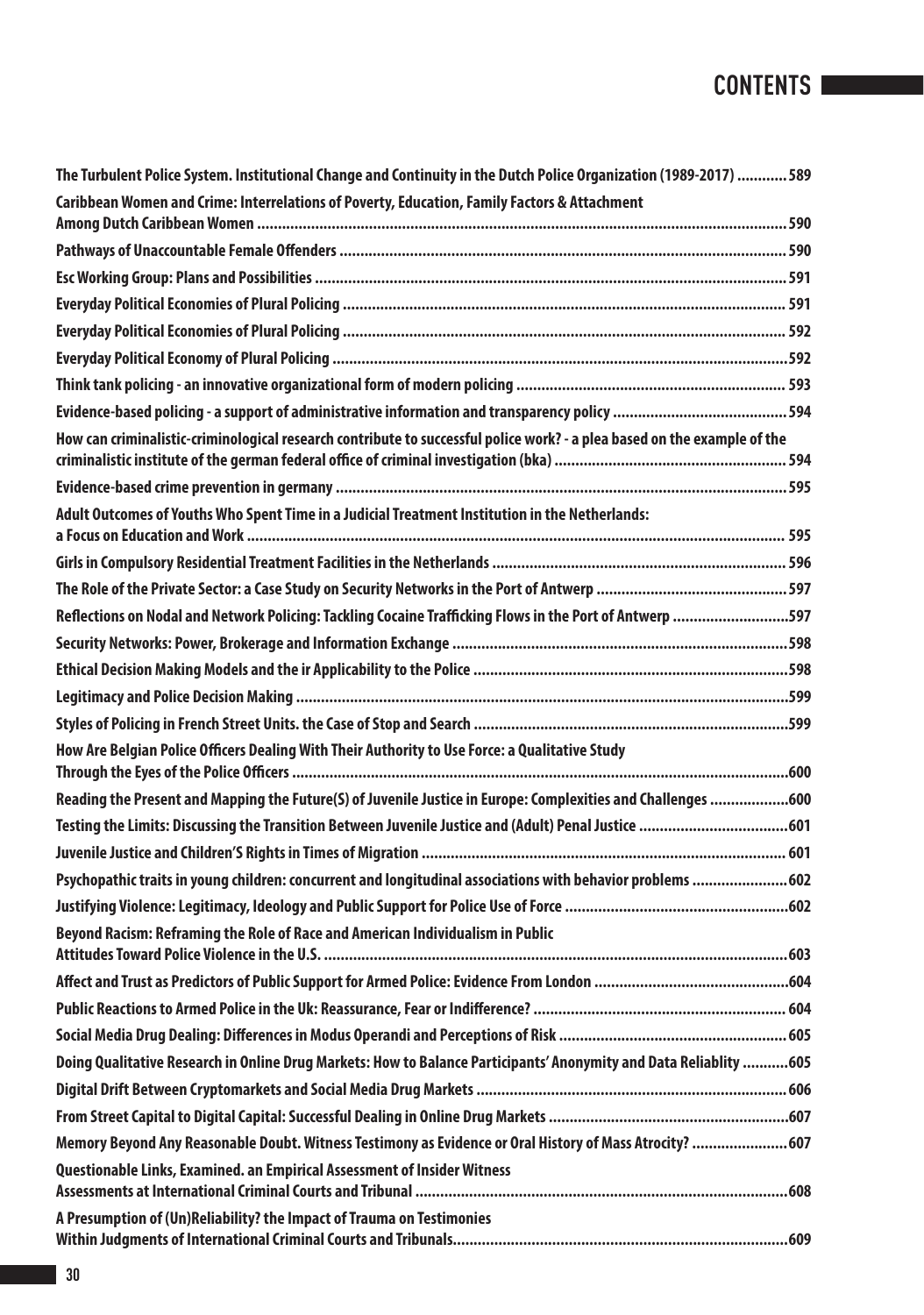# CONTENTS

The Turbulent Police System. Institutional Change and Continuity in the Dutch Police Organization (1989-2017) ............ 589

Caribbean Women and Crime: Interrelations of Poverty, Education, Family Factors & Attachment Among Dutch Caribbean Women ............ 590

Pathways of Unaccountable Female Offenders ............ 590

Esc Working Group: Plans and Possibilities ............ 591

Everyday Political Economies of Plural Policing ............ 591

Everyday Political Economies of Plural Policing ............ 592

Everyday Political Economy of Plural Policing ............ 592

Think tank policing - an innovative organizational form of modern policing ............ 593

Evidence-based policing - a support of administrative information and transparency policy ............ 594

How can criminalistic-criminological research contribute to successful police work? - a plea based on the example of the criminalistic institute of the german federal office of criminal investigation (bka) ............ 594

Evidence-based crime prevention in germany ............ 595

Adult Outcomes of Youths Who Spent Time in a Judicial Treatment Institution in the Netherlands: a Focus on Education and Work ............ 595

Girls in Compulsory Residential Treatment Facilities in the Netherlands ............ 596

The Role of the Private Sector: a Case Study on Security Networks in the Port of Antwerp ............ 597

Reflections on Nodal and Network Policing: Tackling Cocaine Trafficking Flows in the Port of Antwerp ............ 597

Security Networks: Power, Brokerage and Information Exchange ............ 598

Ethical Decision Making Models and the ir Applicability to the Police ............ 598

Legitimacy and Police Decision Making ............ 599

Styles of Policing in French Street Units. the Case of Stop and Search ............ 599

How Are Belgian Police Officers Dealing With Their Authority to Use Force: a Qualitative Study Through the Eyes of the Police Officers ............ 600

Reading the Present and Mapping the Future(S) of Juvenile Justice in Europe: Complexities and Challenges ............ 600

Testing the Limits: Discussing the Transition Between Juvenile Justice and (Adult) Penal Justice ............ 601

Juvenile Justice and Children'S Rights in Times of Migration ............ 601

Psychopathic traits in young children: concurrent and longitudinal associations with behavior problems ............ 602

Justifying Violence: Legitimacy, Ideology and Public Support for Police Use of Force ............ 602

Beyond Racism: Reframing the Role of Race and American Individualism in Public Attitudes Toward Police Violence in the U.S. ............ 603

Affect and Trust as Predictors of Public Support for Armed Police: Evidence From London ............ 604

Public Reactions to Armed Police in the Uk: Reassurance, Fear or Indifference? ............ 604

Social Media Drug Dealing: Differences in Modus Operandi and Perceptions of Risk ............ 605

Doing Qualitative Research in Online Drug Markets: How to Balance Participants' Anonymity and Data Reliablity ............ 605

Digital Drift Between Cryptomarkets and Social Media Drug Markets ............ 606

From Street Capital to Digital Capital: Successful Dealing in Online Drug Markets ............ 607

Memory Beyond Any Reasonable Doubt. Witness Testimony as Evidence or Oral History of Mass Atrocity? ............ 607

Questionable Links, Examined. an Empirical Assessment of Insider Witness Assessments at International Criminal Courts and Tribunal ............ 608

A Presumption of (Un)Reliability? the Impact of Trauma on Testimonies Within Judgments of International Criminal Courts and Tribunals ............ 609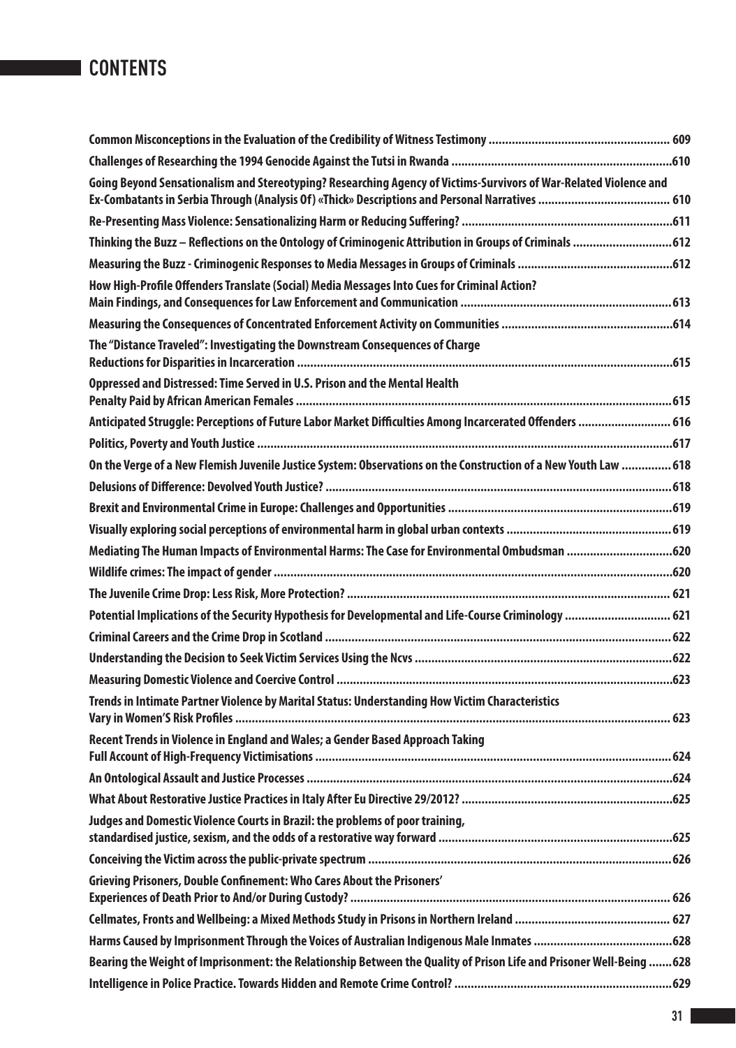# CONTENTS

Common Misconceptions in the Evaluation of the Credibility of Witness Testimony ....................................................... 609

Challenges of Researching the 1994 Genocide Against the Tutsi in Rwanda ..................................................................610

Going Beyond Sensationalism and Stereotyping? Researching Agency of Victims-Survivors of War-Related Violence and Ex-Combatants in Serbia Through (Analysis Of) «Thick» Descriptions and Personal Narratives ........................................ 610

Re-Presenting Mass Violence: Sensationalizing Harm or Reducing Suffering? ................................................................611

Thinking the Buzz – Reflections on the Ontology of Criminogenic Attribution in Groups of Criminals ..............................612

Measuring the Buzz - Criminogenic Responses to Media Messages in Groups of Criminals ...............................................612

How High-Profile Offenders Translate (Social) Media Messages Into Cues for Criminal Action? Main Findings, and Consequences for Law Enforcement and Communication ................................................................ 613

Measuring the Consequences of Concentrated Enforcement Activity on Communities ...................................................614

The "Distance Traveled": Investigating the Downstream Consequences of Charge Reductions for Disparities in Incarceration ................................................................................................................615

Oppressed and Distressed: Time Served in U.S. Prison and the Mental Health Penalty Paid by African American Females ................................................................................................................615

Anticipated Struggle: Perceptions of Future Labor Market Difficulties Among Incarcerated Offenders ............................ 616

Politics, Poverty and Youth Justice ............................................................................................................................617

On the Verge of a New Flemish Juvenile Justice System: Observations on the Construction of a New Youth Law ............... 618

Delusions of Difference: Devolved Youth Justice? ....................................................................................................... 618

Brexit and Environmental Crime in Europe: Challenges and Opportunities ...................................................................619

Visually exploring social perceptions of environmental harm in global urban contexts ................................................. 619

Mediating The Human Impacts of Environmental Harms: The Case for Environmental Ombudsman ................................620

Wildlife crimes: The impact of gender .......................................................................................................................620

The Juvenile Crime Drop: Less Risk, More Protection? ................................................................................................ 621

Potential Implications of the Security Hypothesis for Developmental and Life-Course Criminology ................................ 621

Criminal Careers and the Crime Drop in Scotland ....................................................................................................... 622

Understanding the Decision to Seek Victim Services Using the Ncvs .............................................................................622

Measuring Domestic Violence and Coercive Control ....................................................................................................623

Trends in Intimate Partner Violence by Marital Status: Understanding How Victim Characteristics Vary in Women'S Risk Profiles ................................................................................................................................. 623

Recent Trends in Violence in England and Wales; a Gender Based Approach Taking Full Account of High-Frequency Victimisations .......................................................................................................... 624

An Ontological Assault and Justice Processes .............................................................................................................624

What About Restorative Justice Practices in Italy After Eu Directive 29/2012? ...............................................................625

Judges and Domestic Violence Courts in Brazil: the problems of poor training, standardised justice, sexism, and the odds of a restorative way forward ......................................................................625

Conceiving the Victim across the public-private spectrum ........................................................................................... 626

Grieving Prisoners, Double Confinement: Who Cares About the Prisoners' Experiences of Death Prior to And/or During Custody? ................................................................................................ 626

Cellmates, Fronts and Wellbeing: a Mixed Methods Study in Prisons in Northern Ireland .............................................. 627

Harms Caused by Imprisonment Through the Voices of Australian Indigenous Male Inmates ..........................................628

Bearing the Weight of Imprisonment: the Relationship Between the Quality of Prison Life and Prisoner Well-Being .......628

Intelligence in Police Practice. Towards Hidden and Remote Crime Control? .................................................................629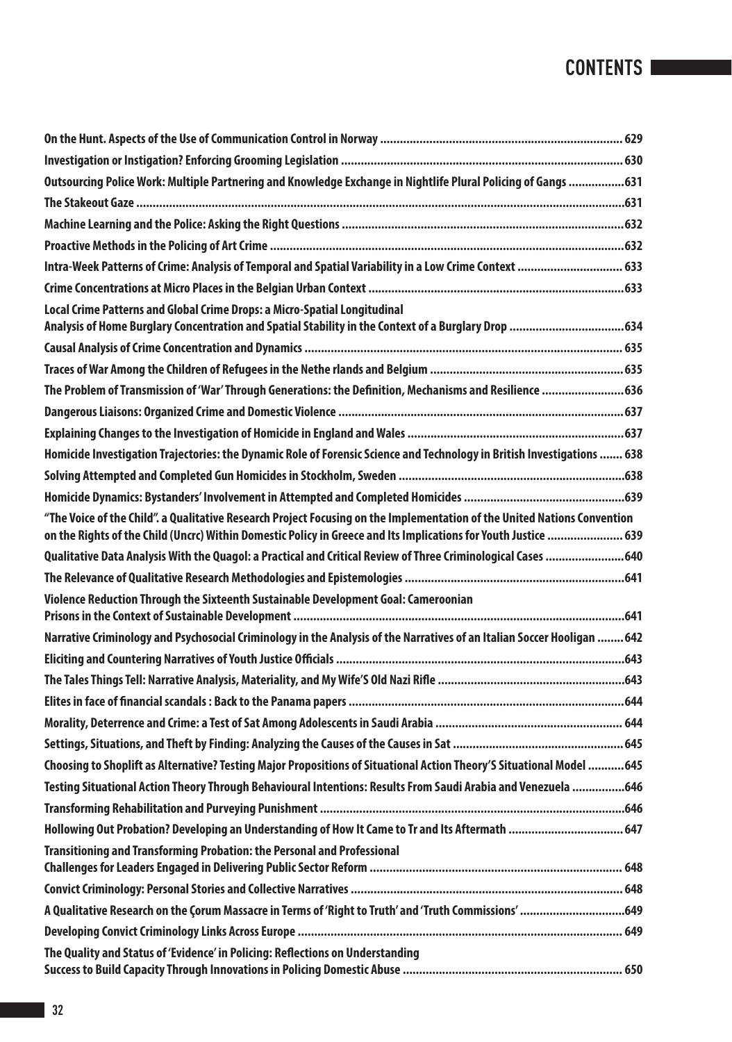# CONTENTS

| | |
|---|---|
| On the Hunt. Aspects of the Use of Communication Control in Norway | 629 |
| Investigation or Instigation? Enforcing Grooming Legislation | 630 |
| Outsourcing Police Work: Multiple Partnering and Knowledge Exchange in Nightlife Plural Policing of Gangs | 631 |
| The Stakeout Gaze | 631 |
| Machine Learning and the Police: Asking the Right Questions | 632 |
| Proactive Methods in the Policing of Art Crime | 632 |
| Intra-Week Patterns of Crime: Analysis of Temporal and Spatial Variability in a Low Crime Context | 633 |
| Crime Concentrations at Micro Places in the Belgian Urban Context | 633 |
| Local Crime Patterns and Global Crime Drops: a Micro-Spatial Longitudinal Analysis of Home Burglary Concentration and Spatial Stability in the Context of a Burglary Drop | 634 |
| Causal Analysis of Crime Concentration and Dynamics | 635 |
| Traces of War Among the Children of Refugees in the Nethe rlands and Belgium | 635 |
| The Problem of Transmission of 'War' Through Generations: the Definition, Mechanisms and Resilience | 636 |
| Dangerous Liaisons: Organized Crime and Domestic Violence | 637 |
| Explaining Changes to the Investigation of Homicide in England and Wales | 637 |
| Homicide Investigation Trajectories: the Dynamic Role of Forensic Science and Technology in British Investigations | 638 |
| Solving Attempted and Completed Gun Homicides in Stockholm, Sweden | 638 |
| Homicide Dynamics: Bystanders' Involvement in Attempted and Completed Homicides | 639 |
| "The Voice of the Child". a Qualitative Research Project Focusing on the Implementation of the United Nations Convention on the Rights of the Child (Uncrc) Within Domestic Policy in Greece and Its Implications for Youth Justice | 639 |
| Qualitative Data Analysis With the Quagol: a Practical and Critical Review of Three Criminological Cases | 640 |
| The Relevance of Qualitative Research Methodologies and Epistemologies | 641 |
| Violence Reduction Through the Sixteenth Sustainable Development Goal: Cameroonian Prisons in the Context of Sustainable Development | 641 |
| Narrative Criminology and Psychosocial Criminology in the Analysis of the Narratives of an Italian Soccer Hooligan | 642 |
| Eliciting and Countering Narratives of Youth Justice Officials | 643 |
| The Tales Things Tell: Narrative Analysis, Materiality, and My Wife'S Old Nazi Rifle | 643 |
| Elites in face of financial scandals : Back to the Panama papers | 644 |
| Morality, Deterrence and Crime: a Test of Sat Among Adolescents in Saudi Arabia | 644 |
| Settings, Situations, and Theft by Finding: Analyzing the Causes of the Causes in Sat | 645 |
| Choosing to Shoplift as Alternative? Testing Major Propositions of Situational Action Theory'S Situational Model | 645 |
| Testing Situational Action Theory Through Behavioural Intentions: Results From Saudi Arabia and Venezuela | 646 |
| Transforming Rehabilitation and Purveying Punishment | 646 |
| Hollowing Out Probation? Developing an Understanding of How It Came to Tr and Its Aftermath | 647 |
| Transitioning and Transforming Probation: the Personal and Professional Challenges for Leaders Engaged in Delivering Public Sector Reform | 648 |
| Convict Criminology: Personal Stories and Collective Narratives | 648 |
| A Qualitative Research on the Çorum Massacre in Terms of 'Right to Truth' and 'Truth Commissions' | 649 |
| Developing Convict Criminology Links Across Europe | 649 |
| The Quality and Status of 'Evidence' in Policing: Reflections on Understanding Success to Build Capacity Through Innovations in Policing Domestic Abuse | 650 |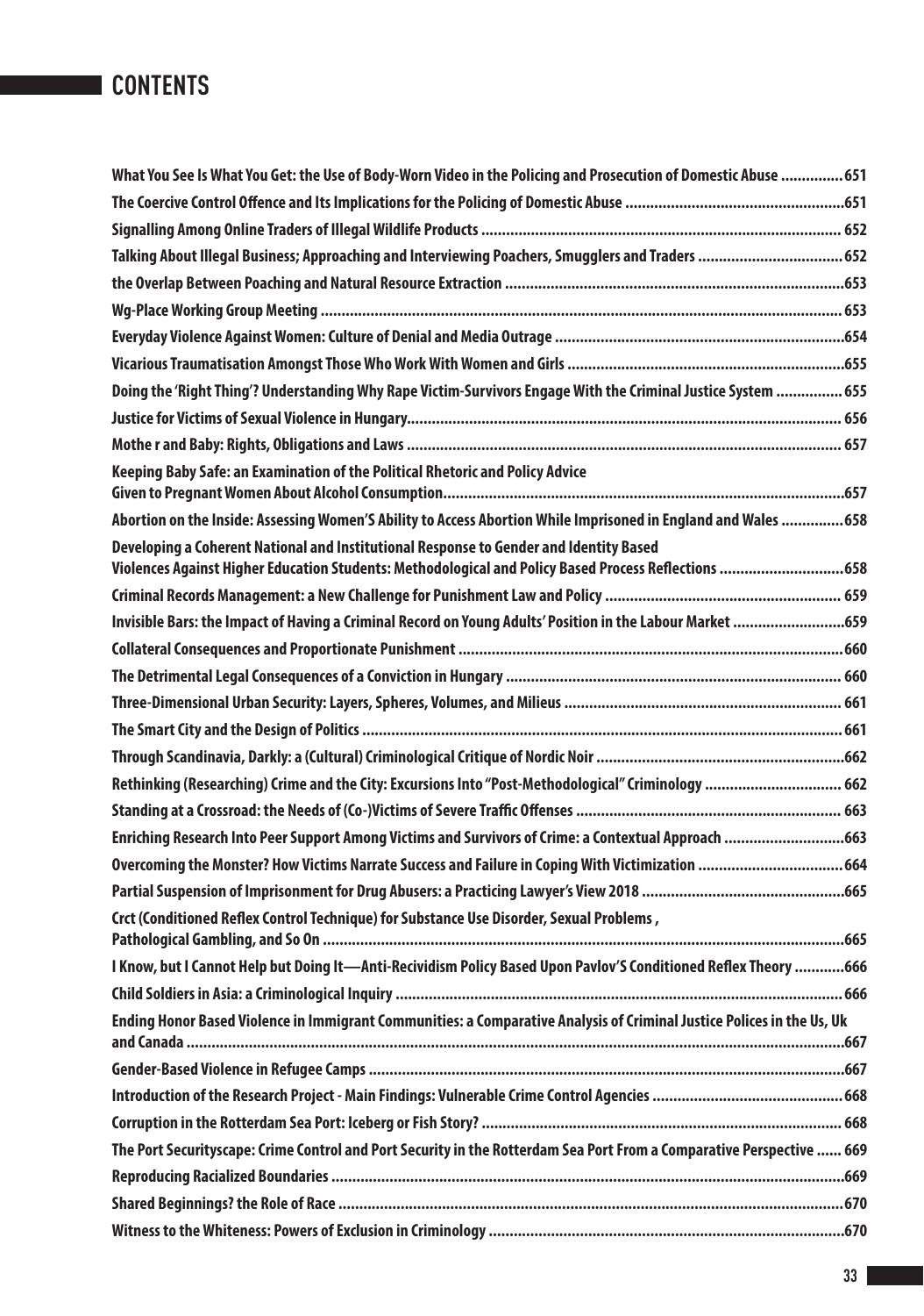# CONTENTS

What You See Is What You Get: the Use of Body-Worn Video in the Policing and Prosecution of Domestic Abuse ............... 651

The Coercive Control Offence and Its Implications for the Policing of Domestic Abuse ....................................................651

Signalling Among Online Traders of Illegal Wildlife Products ...................................................................................... 652

Talking About Illegal Business; Approaching and Interviewing Poachers, Smugglers and Traders .................................. 652

the Overlap Between Poaching and Natural Resource Extraction .................................................................................653

Wg-Place Working Group Meeting ............................................................................................................................ 653

Everyday Violence Against Women: Culture of Denial and Media Outrage .....................................................................654

Vicarious Traumatisation Amongst Those Who Work With Women and Girls ..................................................................655

Doing the 'Right Thing'? Understanding Why Rape Victim-Survivors Engage With the Criminal Justice System ................ 655

Justice for Victims of Sexual Violence in Hungary....................................................................................................... 656

Mothe r and Baby: Rights, Obligations and Laws ....................................................................................................... 657

Keeping Baby Safe: an Examination of the Political Rhetoric and Policy Advice Given to Pregnant Women About Alcohol Consumption...............................................................................................657

Abortion on the Inside: Assessing Women'S Ability to Access Abortion While Imprisoned in England and Wales ..............658

Developing a Coherent National and Institutional Response to Gender and Identity Based Violences Against Higher Education Students: Methodological and Policy Based Process Reflections .............................658

Criminal Records Management: a New Challenge for Punishment Law and Policy ........................................................ 659

Invisible Bars: the Impact of Having a Criminal Record on Young Adults' Position in the Labour Market ...........................659

Collateral Consequences and Proportionate Punishment ...........................................................................................660

The Detrimental Legal Consequences of a Conviction in Hungary ................................................................................ 660

Three-Dimensional Urban Security: Layers, Spheres, Volumes, and Milieus .................................................................. 661

The Smart City and the Design of Politics .................................................................................................................. 661

Through Scandinavia, Darkly: a (Cultural) Criminological Critique of Nordic Noir ...........................................................662

Rethinking (Researching) Crime and the City: Excursions Into "Post-Methodological" Criminology ................................ 662

Standing at a Crossroad: the Needs of (Co-)Victims of Severe Traffic Offenses ............................................................... 663

Enriching Research Into Peer Support Among Victims and Survivors of Crime: a Contextual Approach ............................663

Overcoming the Monster? How Victims Narrate Success and Failure in Coping With Victimization .................................. 664

Partial Suspension of Imprisonment for Drug Abusers: a Practicing Lawyer's View 2018 ................................................665

Crct (Conditioned Reflex Control Technique) for Substance Use Disorder, Sexual Problems , Pathological Gambling, and So On ............................................................................................................................665

I Know, but I Cannot Help but Doing It—Anti-Recividism Policy Based Upon Pavlov'S Conditioned Reflex Theory ............666

Child Soldiers in Asia: a Criminological Inquiry .......................................................................................................... 666

Ending Honor Based Violence in Immigrant Communities: a Comparative Analysis of Criminal Justice Polices in the Us, Uk and Canada .............................................................................................................................................................667

Gender-Based Violence in Refugee Camps .................................................................................................................667

Introduction of the Research Project - Main Findings: Vulnerable Crime Control Agencies ............................................. 668

Corruption in the Rotterdam Sea Port: Iceberg or Fish Story? ...................................................................................... 668

The Port Securityscape: Crime Control and Port Security in the Rotterdam Sea Port From a Comparative Perspective ...... 669

Reproducing Racialized Boundaries ..........................................................................................................................669

Shared Beginnings? the Role of Race .........................................................................................................................670

Witness to the Whiteness: Powers of Exclusion in Criminology ....................................................................................670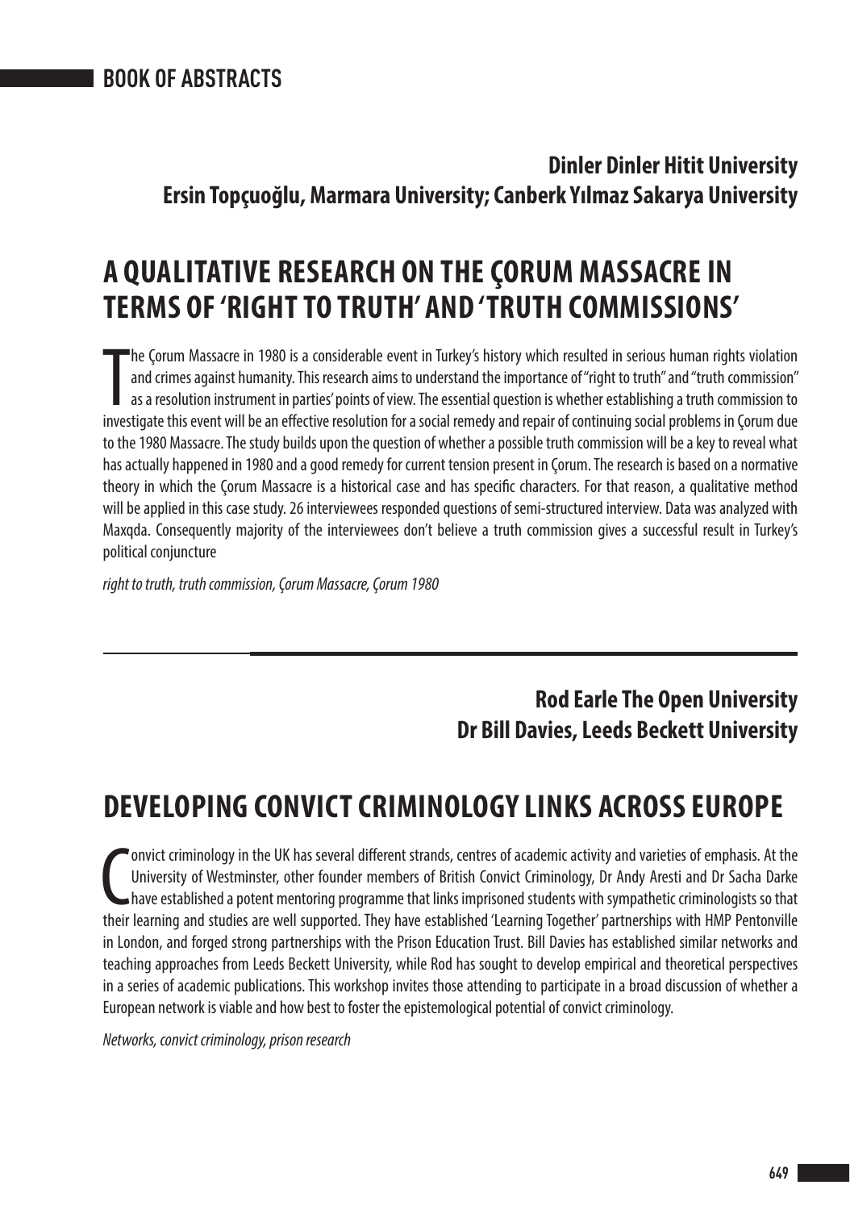**Dinler Dinler Hitit University**
**Ersin Topçuoğlu, Marmara University; Canberk Yılmaz Sakarya University**

## A QUALITATIVE RESEARCH ON THE ÇORUM MASSACRE IN TERMS OF 'RIGHT TO TRUTH' AND 'TRUTH COMMISSIONS'

The Çorum Massacre in 1980 is a considerable event in Turkey's history which resulted in serious human rights violation and crimes against humanity. This research aims to understand the importance of "right to truth" and "truth commission" as a resolution instrument in parties' points of view. The essential question is whether establishing a truth commission to investigate this event will be an effective resolution for a social remedy and repair of continuing social problems in Çorum due to the 1980 Massacre. The study builds upon the question of whether a possible truth commission will be a key to reveal what has actually happened in 1980 and a good remedy for current tension present in Çorum. The research is based on a normative theory in which the Çorum Massacre is a historical case and has specific characters. For that reason, a qualitative method will be applied in this case study. 26 interviewees responded questions of semi-structured interview. Data was analyzed with Maxqda. Consequently majority of the interviewees don't believe a truth commission gives a successful result in Turkey's political conjuncture

*right to truth, truth commission, Çorum Massacre, Çorum 1980*

---

**Rod Earle The Open University**
**Dr Bill Davies, Leeds Beckett University**

## DEVELOPING CONVICT CRIMINOLOGY LINKS ACROSS EUROPE

Convict criminology in the UK has several different strands, centres of academic activity and varieties of emphasis. At the University of Westminster, other founder members of British Convict Criminology, Dr Andy Aresti and Dr Sacha Darke have established a potent mentoring programme that links imprisoned students with sympathetic criminologists so that their learning and studies are well supported. They have established 'Learning Together' partnerships with HMP Pentonville in London, and forged strong partnerships with the Prison Education Trust. Bill Davies has established similar networks and teaching approaches from Leeds Beckett University, while Rod has sought to develop empirical and theoretical perspectives in a series of academic publications. This workshop invites those attending to participate in a broad discussion of whether a European network is viable and how best to foster the epistemological potential of convict criminology.

*Networks, convict criminology, prison research*